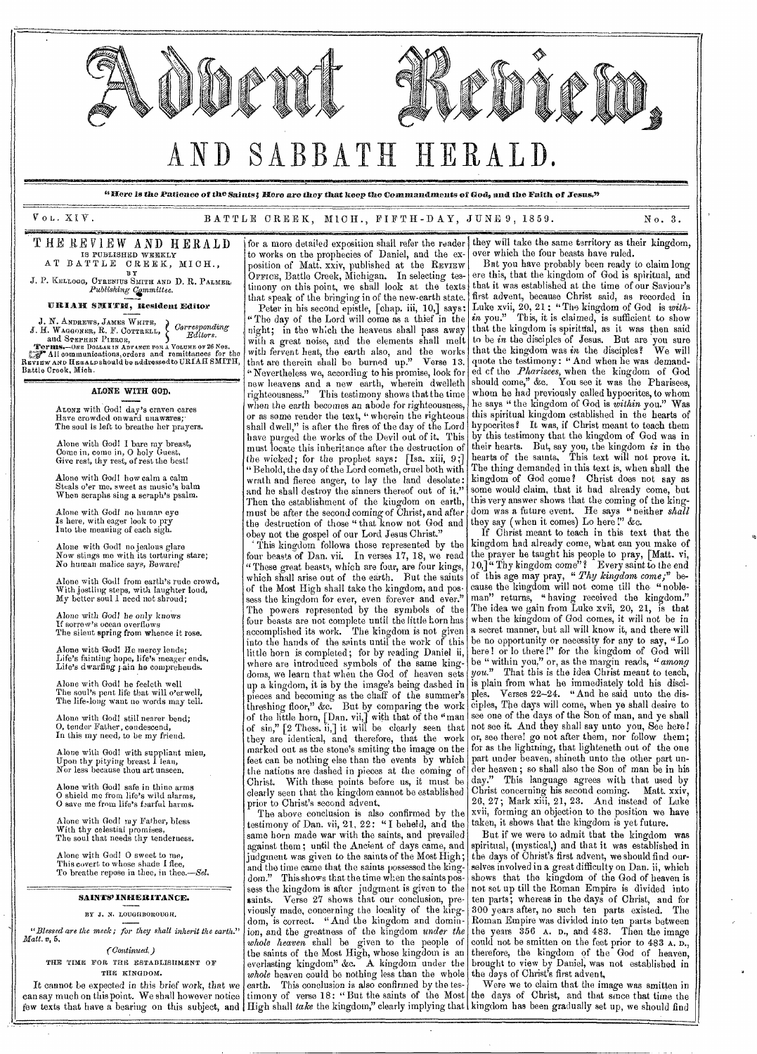# Advent Review, AND SABBATH HERALD.

"Here is the Patience of the Saints; Here are they that keep the Commandments of God, and the Faith of Jesus."

Vol. XIV. BATTLE CREEK, MICH., FIFTH-DAY, JUNE 9, 1859. No. 3.

## THE REVIEW AND HERALD

IS PUBLISHED WEEKLY AT BATTLE CREEK, MICH., BY J. P. KELLOGG, CYRENIUS SMITH AND D. R. PALMER, *Publishing Committee.*

**URIAH SMITH, Resident Editor**

J. N. ANDREWS, JAMES WHITE, J. H. WAGGONER, R. F. COTTRELL, and STEPHEN PIERCE, *Corresponding Editors.*

**Terms.**—ONE DOLLAR IN ADVANCE FOR A VOLUME OF 26 NOS. All communications, orders and remittances for the REVIEW AND HERALD should be addressed to URIAH SMITH, Battle Creek, Mich.

### ALONE WITH GOD.

ALONE with God! day's craven cares
Have crowded onward unawares;
The soul is left to breathe her prayers.

Alone with God! I bare my breast,
Come in, come in, O holy Guest,
Give rest, thy rest, of rest the best!

Alone with God! how calm a calm
Steals o'er me, sweet as music's balm
When seraphs sing a seraph's psalm.

Alone with God! no human eye
Is here, with eager look to pry
Into the meaning of each sigh.

Alone with God! no jealous glare
Now stings me with its torturing stare;
No human malice says, Beware!

Alone with God! from earth's rude crowd,
With jostling steps, with laughter loud,
My better soul I need not shroud;

Alone with God! he only knows
If sorrow's ocean overflows
The silent spring from whence it rose.

Alone with God! He mercy lends;
Life's fainting hope, life's meager ends,
Life's dwarfing pain he comprehends.

Alone with God! he feeleth well
The soul's pent life that will o'erwell,
The life-long want no words may tell.

Alone with God! still nearer bend;
O, tender Father, condescend,
In this my need, to be my friend.

Alone with God! with suppliant mien,
Upon thy pitying breast I lean,
Nor less because thou art unseen.

Alone with God! safe in thine arms
O shield me from life's wild alarms,
O save me from life's fearful harms.

Alone with God! my Father, bless
With thy celestial promises,
The soul that needs thy tenderness.

Alone with God! O sweet to me,
This covert to whose shade I flee,
To breathe repose in thee, in thee.—*Sel.*

### SAINTS' INHERITANCE.

BY J. N. LOUGHBOROUGH.

"*Blessed are the meek; for they shall inherit the earth.*" *Matt. v, 5.*

*(Continued.)*

#### THE TIME FOR THE ESTABLISHMENT OF THE KINGDOM.

It cannot be expected in this brief work, that we can say much on this point. We shall however notice few texts that have a bearing on this subject, and for a more detailed exposition shall refer the reader to works on the prophecies of Daniel, and the exposition of Matt. xxiv, published at the REVIEW OFFICE, Battle Creek, Michigan. In selecting testimony on this point, we shall look at the texts that speak of the bringing in of the new-earth state.

Peter in his second epistle, [chap. iii, 10,] says: "The day of the Lord will come as a thief in the night; in the which the heavens shall pass away with a great noise, and the elements shall melt with fervent heat, the earth also, and the works that are therein shall be burned up." Verse 13. "Nevertheless we, according to his promise, look for new heavens and a new earth, wherein dwelleth righteousness." This testimony shows that the time when the earth becomes an abode for righteousness, or as some render the text, "wherein the righteous shall dwell," is after the fires of the day of the Lord have purged the works of the Devil out of it. This must locate this inheritance after the destruction of the wicked; for the prophet says: [Isa. xiii, 9;] "Behold, the day of the Lord cometh, cruel both with wrath and fierce anger, to lay the land desolate: and he shall destroy the sinners thereof out of it." Then the establishment of the kingdom on earth, must be after the second coming of Christ, and after the destruction of those "that know not God and obey not the gospel of our Lord Jesus Christ."

This kingdom follows those represented by the four beasts of Dan. vii. In verses 17, 18, we read "These great beasts, which are four, are four kings, which shall arise out of the earth. But the saints of the Most High shall take the kingdom, and possess the kingdom for ever, even forever and ever." The powers represented by the symbols of the four beasts are not complete until the little horn has accomplished its work. The kingdom is not given into the hands of the saints until the work of this little horn is completed; for by reading Daniel ii, where are introduced symbols of the same kingdoms, we learn that when the God of heaven sets up a kingdom, it is by the image's being dashed in pieces and becoming as the chaff of the summer's threshing floor," &c. But by comparing the work of the little horn, [Dan. vii,] with that of the "man of sin," [2 Thess. ii,] it will be clearly seen that they are identical, and therefore, that the work marked out as the stone's smiting the image on the feet can be nothing else than the events by which the nations are dashed in pieces at the coming of Christ. With these points before us, it must be clearly seen that the kingdom cannot be established prior to Christ's second advent.

The above conclusion is also confirmed by the testimony of Dan. vii, 21, 22: "I beheld, and the same horn made war with the saints, and prevailed against them; until the Ancient of days came, and judgment was given to the saints of the Most High; and the time came that the saints possessed the kingdom." This shows that the time when the saints possess the kingdom is after judgment is given to the saints. Verse 27 shows that our conclusion, previously made, concerning the locality of the kingdom, is correct. "And the kingdom and dominion, and the greatness of the kingdom *under the whole heaven* shall be given to the people of the saints of the Most High, whose kingdom is an everlasting kingdom" &c. A kingdom under the *whole* heaven could be nothing less than the whole earth. This conclusion is also confirmed by the testimony of verse 18: "But the saints of the Most High shall *take* the kingdom," clearly implying that they will take the same territory as their kingdom, over which the four beasts have ruled.

But you have probably been ready to claim long ere this, that the kingdom of God is spiritual, and that it was established at the time of our Saviour's first advent, because Christ said, as recorded in Luke xvii, 20, 21: "The kingdom of God is *within you*." This, it is claimed, is sufficient to show that the kingdom is spiritual, as it was then said to be *in* the disciples of Jesus. But are you sure that the kingdom was *in* the disciples? We will quote the testimony: "And when he was demanded of the *Pharisees*, when the kingdom of God should come," &c. You see it was the Pharisees, whom he had previously called hypocrites, to whom he says "the kingdom of God is *within* you." Was this spiritual kingdom established in the hearts of hypocrites? It was, if Christ meant to teach them by this testimony that the kingdom of God was in their hearts. But, say you, the kingdom *is* in the hearts of the saints. This text will not prove it. The thing demanded in this text is, when shall the kingdom of God come? Christ does not say as some would claim, that it had already come, but this very answer shows that the coming of the kingdom was a future event. He says "neither *shall* they say (when it comes) Lo here!" &c.

If Christ meant to teach in this text that the kingdom had already come, what can you make of the prayer he taught his people to pray, [Matt. vi, 10,] "Thy kingdom come"? Every saint to the end of this age may pray, "*Thy kingdom come;*" because the kingdom will not come till the "nobleman" returns, "having received the kingdom." The idea we gain from Luke xvii, 20, 21, is that when the kingdom of God comes, it will not be in a secret manner, but all will know it, and there will be no opportunity or necessity for any to say, "Lo here! or lo there!" for the kingdom of God will be "within you," or, as the margin reads, "*among you.*" That this is the idea Christ meant to teach, is plain from what he immediately told his disciples. Verses 22–24. "And he said unto the disciples, The days will come, when ye shall desire to see one of the days of the Son of man, and ye shall not see it. And they shall say unto you, See here! or, see there! go not after them, nor follow them; for as the lightning, that lighteneth out of the one part under heaven, shineth unto the other part under heaven; so shall also the Son of man be in his day." This language agrees with that used by Christ concerning his second coming. Matt. xxiv, 26, 27; Mark xiii, 21, 23. And instead of Luke xvii, forming an objection to the position we have taken, it shows that the kingdom is yet future.

But if we were to admit that the kingdom was spiritual, (mystical,) and that it was established in the days of Christ's first advent, we should find ourselves involved in a great difficulty on Dan. ii, which shows that the kingdom of the God of heaven is not set up till the Roman Empire is divided into ten parts; whereas in the days of Christ, and for 300 years after, no such ten parts existed. The Roman Empire was divided into ten parts between the years 356 A. D., and 483. Then the image could not be smitten on the feet prior to 483 A. D., therefore, the kingdom of the God of heaven, brought to view by Daniel, was not established in the days of Christ's first advent.

Were we to claim that the image was smitten in the days of Christ, and that since that time the kingdom has been gradually set up, we should find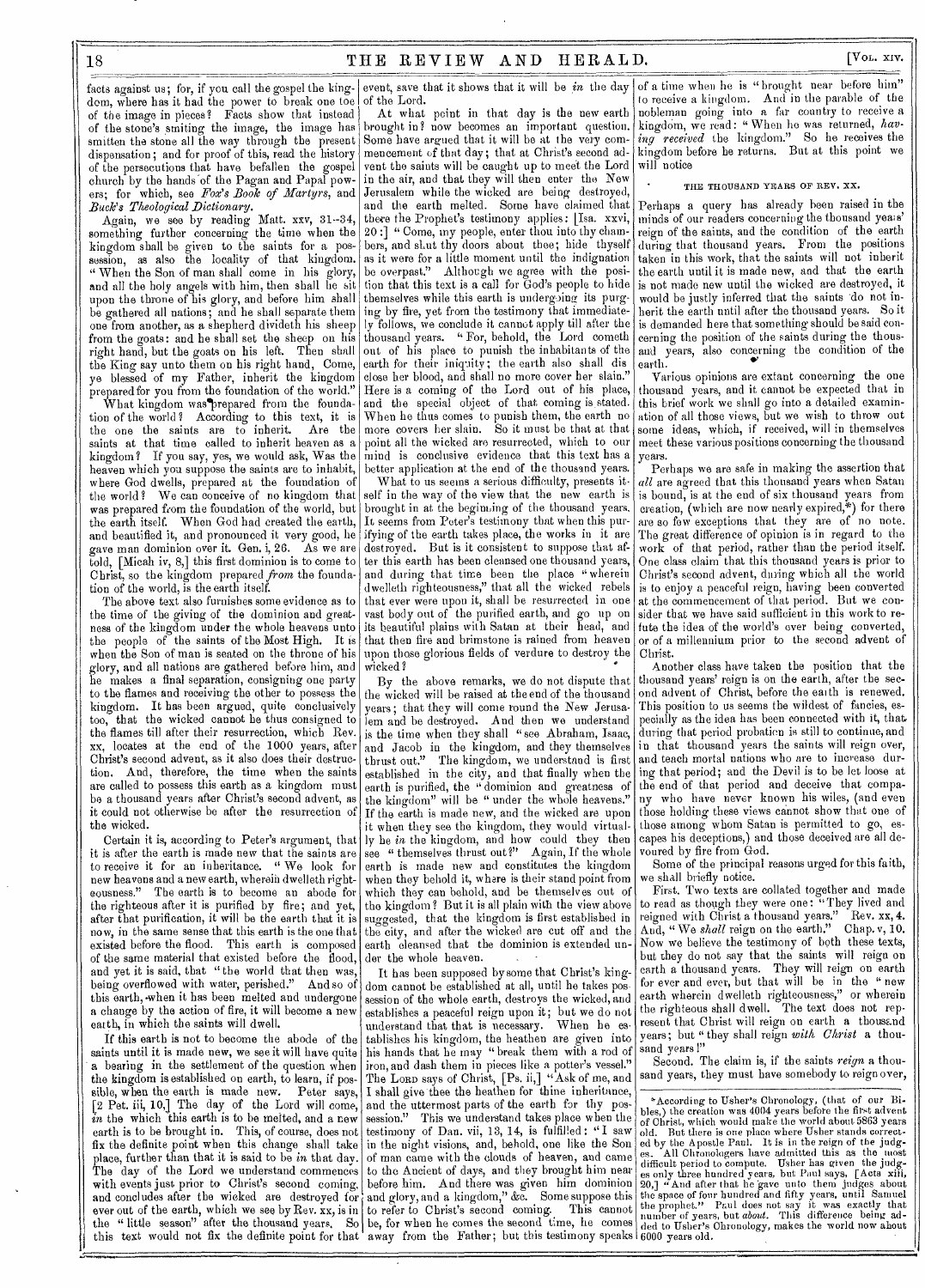facts against us; for, if you call the gospel the kingdom, where has it had the power to break one toe of the image in pieces? Facts show that instead of the stone's smiting the image, the image has smitten the stone all the way through the present dispensation; and for proof of this, read the history of the persecutions that have befallen the gospel church by the hands of the Pagan and Papal powers; for which, see *Fox's Book of Martyrs*, and *Buck's Theological Dictionary*.

Again, we see by reading Matt. xxv, 31-34, something further concerning the time when the kingdom shall be given to the saints for a possession, as also the locality of that kingdom. "When the Son of man shall come in his glory, and all the holy angels with him, then shall he sit upon the throne of his glory, and before him shall be gathered all nations; and he shall separate them one from another, as a shepherd divideth his sheep from the goats: and he shall set the sheep on his right hand, but the goats on his left. Then shall the King say unto them on his right hand, Come, ye blessed of my Father, inherit the kingdom prepared for you from the foundation of the world."

What kingdom was prepared from the foundation of the world? According to this text, it is the one the saints are to inherit. Are the saints at that time called to inherit heaven as a kingdom? If you say, yes, we would ask, Was the heaven which you suppose the saints are to inhabit, where God dwells, prepared at the foundation of the world? We can conceive of no kingdom that was prepared from the foundation of the world, but the earth itself. When God had created the earth, and beautified it, and pronounced it very good, he gave man dominion over it. Gen. i, 26. As we are told, [Micah iv, 8,] this first dominion is to come to Christ, so the kingdom prepared *from* the foundation of the world, is the earth itself.

The above text also furnishes some evidence as to the time of the giving of the dominion and greatness of the kingdom under the whole heavens unto the people of the saints of the Most High. It is when the Son of man is seated on the throne of his glory, and all nations are gathered before him, and he makes a final separation, consigning one party to the flames and receiving the other to possess the kingdom. It has been argued, quite conclusively too, that the wicked cannot be thus consigned to the flames till after their resurrection, which Rev. xx, locates at the end of the 1000 years, after Christ's second advent, as it also does their destruction. And, therefore, the time when the saints are called to possess this earth as a kingdom must be a thousand years after Christ's second advent, as it could not otherwise be after the resurrection of the wicked.

Certain it is, according to Peter's argument, that it is after the earth is made new that the saints are to receive it for an inheritance. "We look for new heavens and a new earth, wherein dwelleth righteousness." The earth is to become an abode for the righteous after it is purified by fire; and yet, after that purification, it will be the earth that it is now, in the same sense that this earth is the one that existed before the flood. This earth is composed of the same material that existed before the flood, and yet it is said, that "the world that then was, being overflowed with water, perished." And so of this earth, when it has been melted and undergone a change by the action of fire, it will become a new earth, in which the saints will dwell.

If this earth is not to become the abode of the saints until it is made new, we see it will have quite a bearing in the settlement of the question when the kingdom is established on earth, to learn, if possible, when the earth is made new. Peter says, [2 Pet. iii, 10,] The day of the Lord will come, *in* the which this earth is to be melted, and a new earth is to be brought in. This, of course, does not fix the definite point when this change shall take place, further than that it is said to be *in* that day. The day of the Lord we understand commences with events just prior to Christ's second coming, and concludes after the wicked are destroyed for ever out of the earth, which we see by Rev. xx, is in the "little season" after the thousand years. So this text would not fix the definite point for that event, save that it shows that it will be *in* the day of the Lord.

At what point in that day is the new earth brought in? now becomes an important question. Some have argued that it will be at the very commencement of that day; that at Christ's second advent the saints will be caught up to meet the Lord in the air, and that they will then enter the New Jerusalem while the wicked are being destroyed, and the earth melted. Some have claimed that there the Prophet's testimony applies: [Isa. xxvi, 20:] "Come, my people, enter thou into thy chambers, and shut thy doors about thee; hide thyself as it were for a little moment until the indignation be overpast." Although we agree with the position that this text is a call for God's people to hide themselves while this earth is undergoing its purging by fire, yet from the testimony that immediately follows, we conclude it cannot apply till after the thousand years. "For, behold, the Lord cometh out of his place to punish the inhabitants of the earth for their iniquity; the earth also shall disclose her blood, and shall no more cover her slain." Here is a coming of the Lord out of his place, and the special object of that coming is stated. When he thus comes to punish them, the earth no more covers her slain. So it must be that at that point all the wicked are resurrected, which to our mind is conclusive evidence that this text has a better application at the end of the thousand years.

What to us seems a serious difficulty, presents itself in the way of the view that the new earth is brought in at the beginning of the thousand years. It seems from Peter's testimony that when this purifying of the earth takes place, the works in it are destroyed. But is it consistent to suppose that after this earth has been cleansed one thousand years, and during that time been the place "wherein dwelleth righteousness," that all the wicked rebels that ever were upon it, shall be resurrected in one vast body out of the purified earth, and go up on its beautiful plains with Satan at their head, and that then fire and brimstone is rained from heaven upon those glorious fields of verdure to destroy the wicked?

By the above remarks, we do not dispute that the wicked will be raised at the end of the thousand years; that they will come round the New Jerusalem and be destroyed. And then we understand is the time when they shall "see Abraham, Isaac, and Jacob in the kingdom, and they themselves thrust out." The kingdom, we understand is first established in the city, and that finally when the earth is purified, the "dominion and greatness of the kingdom" will be "under the whole heavens." If the earth is made new, and the wicked are upon it when they see the kingdom, they would virtually be *in* the kingdom, and how could they then see "themselves thrust out?" Again, If the whole earth is made new and constitutes the kingdom when they behold it, where is their stand point from which they can behold, and be themselves out of the kingdom? But it is all plain with the view above suggested, that the kingdom is first established in the city, and after the wicked are cut off and the earth cleansed that the dominion is extended under the whole heaven.

It has been supposed by some that Christ's kingdom cannot be established at all, until he takes possession of the whole earth, destroys the wicked, and establishes a peaceful reign upon it; but we do not understand that that is necessary. When he establishes his kingdom, the heathen are given into his hands that he may "break them with a rod of iron, and dash them in pieces like a potter's vessel." The LORD says of Christ, [Ps. ii,] "Ask of me, and I shall give thee the heathen for thine inheritance, and the uttermost parts of the earth for thy possession." This we understand takes place when the testimony of Dan. vii, 13, 14, is fulfilled: "I saw in the night visions, and, behold, one like the Son of man came with the clouds of heaven, and came to the Ancient of days, and they brought him near before him. And there was given him dominion and glory, and a kingdom," &c. Some suppose this to refer to Christ's second coming. This cannot be, for when he comes the second time, he comes away from the Father; but this testimony speaks of a time when he is "brought near before him" to receive a kingdom. And in the parable of the nobleman going into a far country to receive a kingdom, we read: "When he was returned, *having received* the kingdom." So he receives the kingdom before he returns. But at this point we will notice

### THE THOUSAND YEARS OF REV. XX.

Perhaps a query has already been raised in the minds of our readers concerning the thousand years' reign of the saints, and the condition of the earth during that thousand years. From the positions taken in this work, that the saints will not inherit the earth until it is made new, and that the earth is not made new until the wicked are destroyed, it would be justly inferred that the saints do not inherit the earth until after the thousand years. So it is demanded here that something should be said concerning the position of the saints during the thousand years, also concerning the condition of the earth.

Various opinions are extant concerning the one thousand years, and it cannot be expected that in this brief work we shall go into a detailed examination of all those views, but we wish to throw out some ideas, which, if received, will in themselves meet these various positions concerning the thousand years.

Perhaps we are safe in making the assertion that *all* are agreed that this thousand years when Satan is bound, is at the end of six thousand years from creation, (which are now nearly expired,*) for there are so few exceptions that they are of no note. The great difference of opinion is in regard to the work of that period, rather than the period itself. One class claim that this thousand years is prior to Christ's second advent, during which all the world is to enjoy a peaceful reign, having been converted at the commencement of that period. But we consider that we have said sufficient in this work to refute the idea of the world's ever being converted, or of a millennium prior to the second advent of Christ.

Another class have taken the position that the thousand years' reign is on the earth, after the second advent of Christ, before the earth is renewed. This position to us seems the wildest of fancies, especially as the idea has been connected with it, that during that period probation is still to continue, and in that thousand years the saints will reign over, and teach mortal nations who are to increase during that period; and the Devil is to be let loose at the end of that period and deceive that company who have never known his wiles, (and even those holding these views cannot show that one of those among whom Satan is permitted to go, escapes his deceptions,) and those deceived are all devoured by fire from God.

Some of the principal reasons urged for this faith, we shall briefly notice.

First. Two texts are collated together and made to read as though they were one: "They lived and reigned with Christ a thousand years." Rev. xx, 4. And, "We *shall* reign on the earth." Chap. v, 10. Now we believe the testimony of both these texts, but they do not say that the saints will reign on earth a thousand years. They will reign on earth for ever and ever, but that will be in the "new earth wherein dwelleth righteousness," or wherein the righteous shall dwell. The text does not represent that Christ will reign on earth a thousand years; but "they shall reign *with Christ* a thousand years!"

Second. The claim is, if the saints *reign* a thousand years, they must have somebody to reign over,

*According to Usher's Chronology, (that of our Bibles,) the creation was 4004 years before the first advent of Christ, which would make the world about 5863 years old. But there is one place where Usher stands corrected by the Apostle Paul. It is in the reign of the judges. All Chronologers have admitted this as the most difficult period to compute. Usher has given the judges only three hundred years, but Paul says, [Acts xiii, 20,] "And after that he gave unto them judges about the space of four hundred and fifty years, until Samuel the prophet." Paul does not say it was exactly that number of years, but *about*. This difference being added to Usher's Chronology, makes the world now about 6000 years old.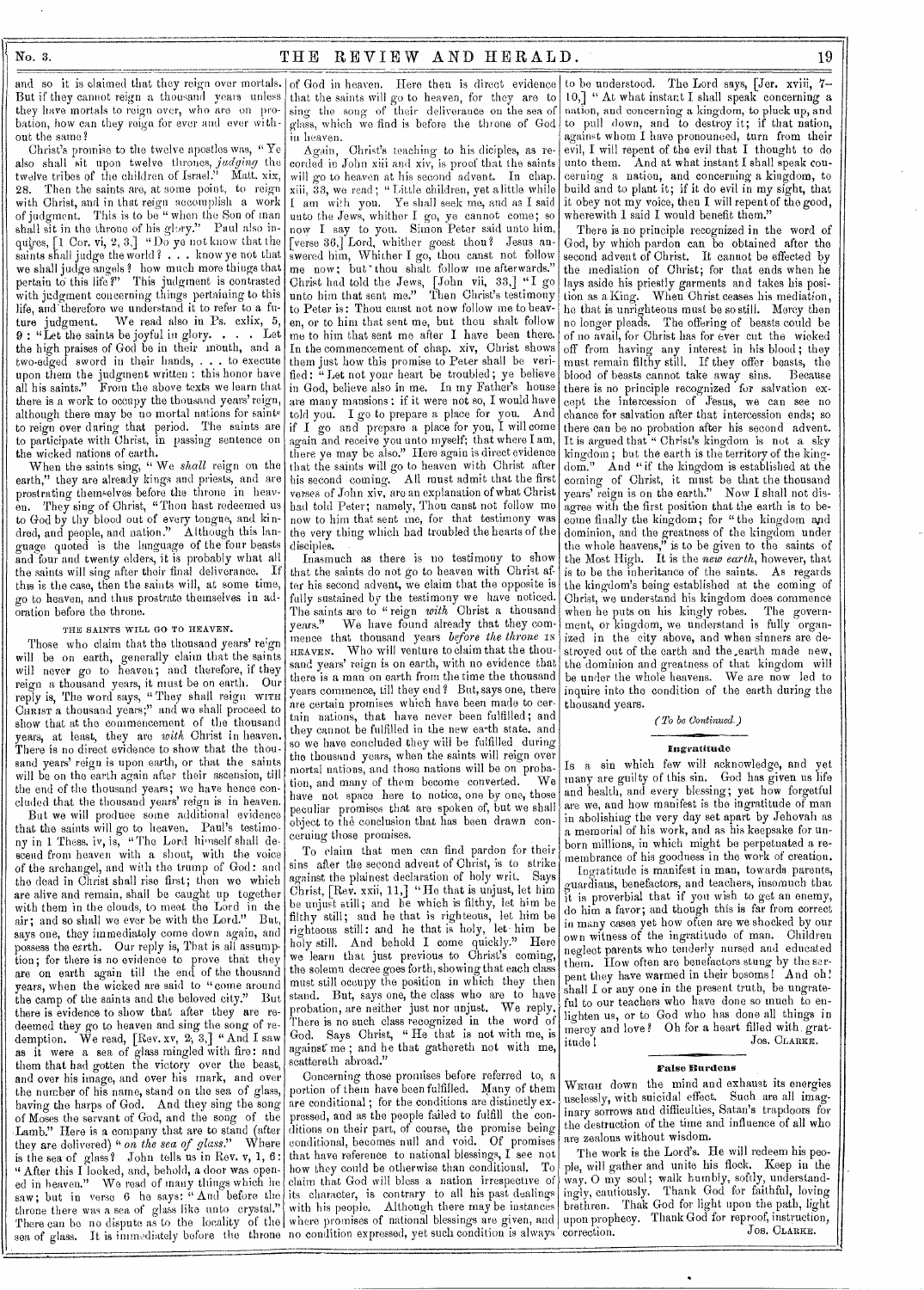and so it is claimed that they reign over mortals. But if they cannot reign a thousand years unless they have mortals to reign over, who are on probation, how can they reign for ever and ever without the same?

Christ's promise to the twelve apostles was, "Ye also shall sit upon twelve thrones, *judging* the twelve tribes of the children of Israel." Matt. xix, 28. Then the saints are, at some point, to reign with Christ, and in that reign accomplish a work of judgment. This is to be "when the Son of man shall sit in the throne of his glory." Paul also inquires, [1 Cor. vi, 2, 3,] "Do ye not know that the saints shall judge the world? . . . know ye not that we shall judge angels? how much more things that pertain to this life?" This judgment is contrasted with judgment concerning things pertaining to this life, and therefore we understand it to refer to a future judgment. We read also in Ps. cxlix, 5, 9: "Let the saints be joyful in glory. . . . Let the high praises of God be in their mouth, and a two-edged sword in their hands, . . . to execute upon them the judgment written: this honor have all his saints." From the above texts we learn that there is a work to occupy the thousand years' reign, although there may be no mortal nations for saints to reign over during that period. The saints are to participate with Christ, in passing sentence on the wicked nations of earth.

When the saints sing, "We *shall* reign on the earth," they are already kings and priests, and are prostrating themselves before the throne in heaven. They sing of Christ, "Thou hast redeemed us to God by thy blood out of every tongue, and kindred, and people, and nation." Although this language quoted is the language of the four beasts and four and twenty elders, it is probably what all the saints will sing after their final deliverance. If this is the case, then the saints will, at some time, go to heaven, and thus prostrate themselves in adoration before the throne.

### THE SAINTS WILL GO TO HEAVEN.

Those who claim that the thousand years' reign will be on earth, generally claim that the saints will never go to heaven; and therefore, if they reign a thousand years, it must be on earth. Our reply is, The word says, "They shall reign WITH CHRIST a thousand years;" and we shall proceed to show that at the commencement of the thousand years, at least, they are *with* Christ in heaven. There is no direct evidence to show that the thousand years' reign is upon earth, or that the saints will be on the earth again after their ascension, till the end of the thousand years; we have hence concluded that the thousand years' reign is in heaven.

But we will produce some additional evidence that the saints will go to heaven. Paul's testimony in 1 Thess. iv, is, "The Lord himself shall descend from heaven with a shout, with the voice of the archangel, and with the trump of God: and the dead in Christ shall rise first; then we which are alive and remain, shall be caught up together with them in the clouds, to meet the Lord in the air; and so shall we ever be with the Lord." But, says one, they immediately come down again, and possess the earth. Our reply is, That is all assumption; for there is no evidence to prove that they are on earth again till the end of the thousand years, when the wicked are said to "come around the camp of the saints and the beloved city." But there is evidence to show that after they are redeemed they go to heaven and sing the song of redemption. We read, [Rev. xv, 2, 3,] "And I saw as it were a sea of glass mingled with fire: and them that had gotten the victory over the beast, and over his image, and over his mark, and over the number of his name, stand on the sea of glass, having the harps of God. And they sing the song of Moses the servant of God, and the song of the Lamb." Here is a company that are to stand (after they are delivered) "*on the sea of glass*." Where is the sea of glass? John tells us in Rev. v, 1, 6: "After this I looked, and, behold, a door was opened in heaven." We read of many things which he saw; but in verse 6 he says: "And before the throne there was a sea of glass like unto crystal." There can be no dispute as to the locality of the sea of glass. It is immediately before the throne of God in heaven. Here then is direct evidence that the saints will go to heaven, for they are to sing the song of their deliverance on the sea of glass, which we find is before the throne of God in heaven.

Again, Christ's teaching to his diciples, as recorded in John xiii and xiv, is proof that the saints will go to heaven at his second advent. In chap. xiii, 33, we read; "Little children, yet a little while I am with you. Ye shall seek me, and as I said unto the Jews, whither I go, ye cannot come; so now I say to you. Simon Peter said unto him, [verse 36,] Lord, whither goest thou? Jesus answered him, Whither I go, thou canst not follow me now; but thou shalt follow me afterwards." Christ had told the Jews, [John vii, 33,] "I go unto him that sent me." Then Christ's testimony to Peter is: Thou canst not now follow me to heaven, or to him that sent me, but thou shalt follow me to him that sent me after I have been there. In the commencement of chap. xiv, Christ shows them just how this promise to Peter shall be verified: "Let not your heart be troubled; ye believe in God, believe also in me. In my Father's house are many mansions: if it were not so, I would have told you. I go to prepare a place for you. And if I go and prepare a place for you, I will come again and receive you unto myself; that where I am, there ye may be also." Here again is direct evidence that the saints will go to heaven with Christ after his second coming. All must admit that the first verses of John xiv, are an explanation of what Christ had told Peter; namely, Thou canst not follow me now to him that sent me, for that testimony was the very thing which had troubled the hearts of the disciples.

Inasmuch as there is no testimony to show that the saints do not go to heaven with Christ after his second advent, we claim that the opposite is fully sustained by the testimony we have noticed. The saints are to "reign *with* Christ a thousand years." We have found already that they commence that thousand years *before the throne* IN HEAVEN. Who will venture to claim that the thousand years' reign is on earth, with no evidence that there is a man on earth from the time the thousand years commence, till they end? But, says one, there are certain promises which have been made to certain nations, that have never been fulfilled; and they cannot be fulfilled in the new earth state, and so we have concluded they will be fulfilled during the thousand years, when the saints will reign over mortal nations, and those nations will be on probation, and many of them become converted. We have not space here to notice, one by one, those peculiar promises that are spoken of, but we shall object to the conclusion that has been drawn concerning those promises.

To claim that men can find pardon for their sins after the second advent of Christ, is to strike against the plainest declaration of holy writ. Says Christ, [Rev. xxii, 11,] "He that is unjust, let him be unjust still; and he which is filthy, let him be filthy still; and he that is righteous, let him be righteous still: and he that is holy, let him be holy still. And behold I come quickly." Here we learn that just previous to Christ's coming, the solemn decree goes forth, showing that each class must still occupy the position in which they then stand. But, says one, the class who are to have probation, are neither just nor unjust. We reply, There is no such class recognized in the word of God. Says Christ, "He that is not with me, is against me; and he that gathereth not with me, scattereth abroad."

Concerning those promises before referred to, a portion of them have been fulfilled. Many of them are conditional; for the conditions are distinctly expressed, and as the people failed to fulfill the conditions on their part, of course, the promise being conditional, becomes null and void. Of promises that have reference to national blessings, I see not how they could be otherwise than conditional. To claim that God will bless a nation irrespective of its character, is contrary to all his past dealings with his people. Although there may be instances where promises of national blessings are given, and no condition expressed, yet such condition is always to be understood. The Lord says, [Jer. xviii, 7–10,] "At what instant I shall speak concerning a nation, and concerning a kingdom, to pluck up, and to pull down, and to destroy it; if that nation, against whom I have pronounced, turn from their evil, I will repent of the evil that I thought to do unto them. And at what instant I shall speak concerning a nation, and concerning a kingdom, to build and to plant it; if it do evil in my sight, that it obey not my voice, then I will repent of the good, wherewith I said I would benefit them."

There is no principle recognized in the word of God, by which pardon can be obtained after the second advent of Christ. It cannot be effected by the mediation of Christ; for that ends when he lays aside his priestly garments and takes his position as a King. When Christ ceases his mediation, he that is unrighteous must be so still. Mercy then no longer pleads. The offering of beasts could be of no avail, for Christ has for ever cut the wicked off from having any interest in his blood; they must remain filthy still. If they offer beasts, the blood of beasts cannot take away sins. Because there is no principle recognized for salvation except the intercession of Jesus, we can see no chance for salvation after that intercession ends; so there can be no probation after his second advent. It is argued that "Christ's kingdom is not a sky kingdom; but the earth is the territory of the kingdom." And "if the kingdom is established at the coming of Christ, it must be that the thousand years' reign is on the earth." Now I shall not disagree with the first position that the earth is to become finally the kingdom; for "the kingdom and dominion, and the greatness of the kingdom under the whole heavens," is to be given to the saints of the Most High. It is the *new earth*, however, that is to be the inheritance of the saints. As regards the kingdom's being established at the coming of Christ, we understand his kingdom does commence when he puts on his kingly robes. The government, or kingdom, we understand is fully organized in the city above, and when sinners are destroyed out of the earth and the earth made new, the dominion and greatness of that kingdom will be under the whole heavens. We are now led to inquire into the condition of the earth during the thousand years.

*(To be Continued.)*

### Ingratitude

Is a sin which few will acknowledge, and yet many are guilty of this sin. God has given us life and health, and every blessing; yet how forgetful are we, and how manifest is the ingratitude of man in abolishing the very day set apart by Jehovah as a memorial of his work, and as his keepsake for unborn millions, in which might be perpetuated a remembrance of his goodness in the work of creation.

Ingratitude is manifest in man, towards parents, guardians, benefactors, and teachers, insomuch that it is proverbial that if you wish to get an enemy, do him a favor; and though this is far from correct in many cases yet how often are we shocked by our own witness of the ingratitude of man. Children neglect parents who tenderly nursed and educated them. How often are benefactors stung by the serpent they have warmed in their bosoms! And oh! shall I or any one in the present truth, be ungrateful to our teachers who have done so much to enlighten us, or to God who has done all things in mercy and love? Oh for a heart filled with gratitude!

JOS. CLARKE.

### False Burdens

WEIGH down the mind and exhaust its energies uselessly, with suicidal effect. Such are all imaginary sorrows and difficulties, Satan's trapdoors for the destruction of the time and influence of all who are zealous without wisdom.

The work is the Lord's. He will redeem his people, will gather and unite his flock. Keep in the way, O my soul; walk humbly, softly, understandingly, cautiously. Thank God for faithful, loving brethren. Thak God for light upon the path, light upon prophecy. Thank God for reproof, instruction, correction.

JOS. CLARKE.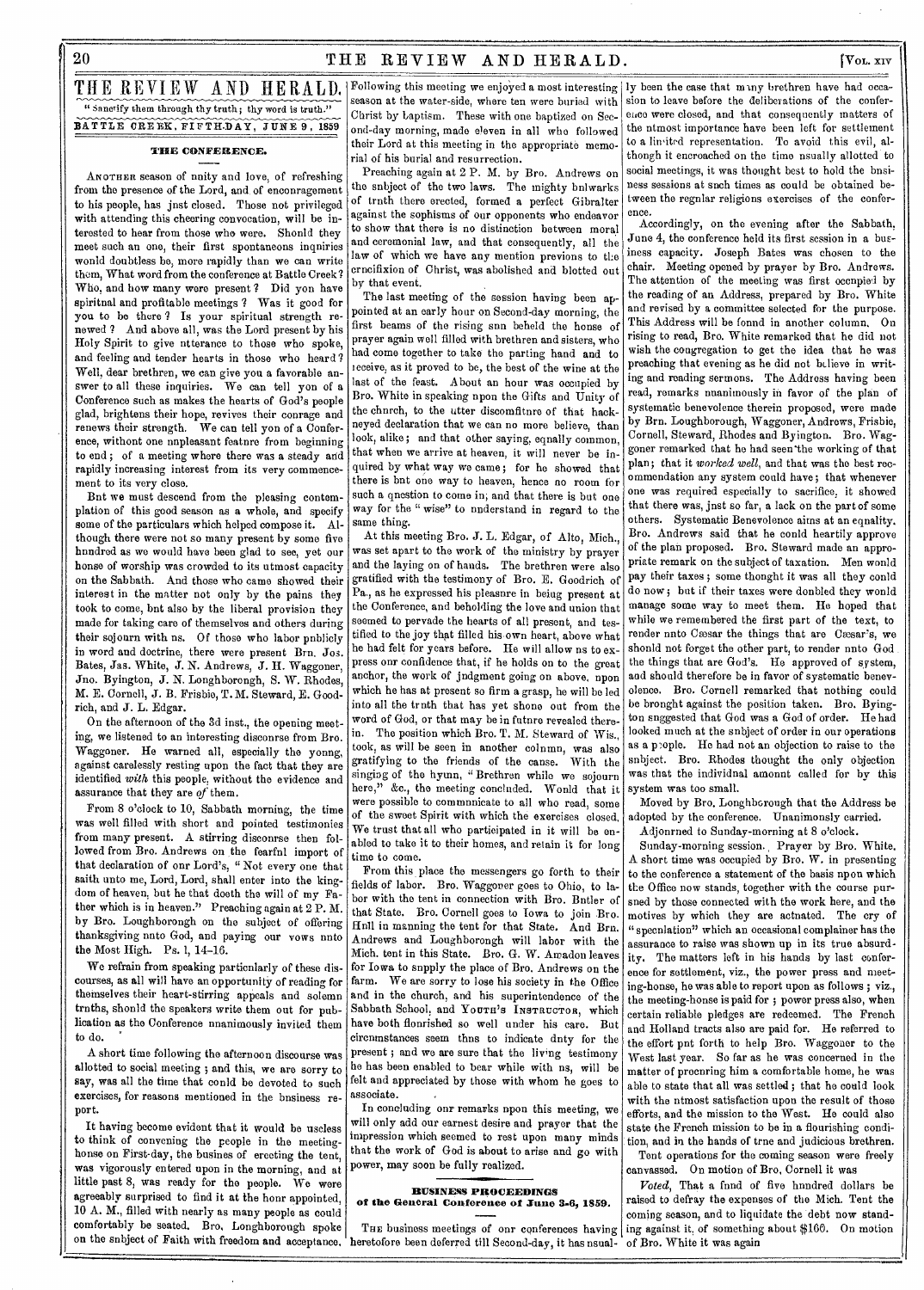# THE REVIEW AND HERALD.

"Sanctify them through thy truth; thy word is truth."

BATTLE CREEK, FIFTH-DAY, JUNE 9, 1859

## THE CONFERENCE.

ANOTHER season of unity and love, of refreshing from the presence of the Lord, and of encouragement to his people, has just closed. Those not privileged with attending this cheering convocation, will be interested to hear from those who were. Should they meet such an one, their first spontaneous inquiries would doubtless be, more rapidly than we can write them, What word from the conference at Battle Creek? Who, and how many were present? Did you have spiritual and profitable meetings? Was it good for you to be there? Is your spiritual strength renewed? And above all, was the Lord present by his Holy Spirit to give utterance to those who spoke, and feeling and tender hearts in those who heard? Well, dear brethren, we can give you a favorable answer to all these inquiries. We can tell you of a Conference such as makes the hearts of God's people glad, brightens their hope, revives their courage and renews their strength. We can tell you of a Conference, without one unpleasant feature from beginning to end; of a meeting where there was a steady and rapidly increasing interest from its very commencement to its very close.

But we must descend from the pleasing contemplation of this good season as a whole, and specify some of the particulars which helped compose it. Although there were not so many present by some five hundred as we would have been glad to see, yet our house of worship was crowded to its utmost capacity on the Sabbath. And those who came showed their interest in the matter not only by the pains they took to come, but also by the liberal provision they made for taking care of themselves and others during their sojourn with us. Of those who labor publicly in word and doctrine, there were present Brn. Jos. Bates, Jas. White, J. N. Andrews, J. H. Waggoner, Jno. Byington, J. N. Loughborough, S. W. Rhodes, M. E. Cornell, J. B. Frisbie, T. M. Steward, E. Goodrich, and J. L. Edgar.

On the afternoon of the 3d inst., the opening meeting, we listened to an interesting discourse from Bro. Waggoner. He warned all, especially the young, against carelessly resting upon the fact that they are identified *with* this people, without the evidence and assurance that they are *of* them.

From 8 o'clock to 10, Sabbath morning, the time was well filled with short and pointed testimonies from many present. A stirring discourse then followed from Bro. Andrews on the fearful import of that declaration of our Lord's, "Not every one that saith unto me, Lord, Lord, shall enter into the kingdom of heaven, but he that doeth the will of my Father which is in heaven." Preaching again at 2 P. M. by Bro. Loughborough on the subject of offering thanksgiving unto God, and paying our vows unto the Most High. Ps. l, 14-16.

We refrain from speaking particularly of these discourses, as all will have an opportunity of reading for themselves their heart-stirring appeals and solemn truths, should the speakers write them out for publication as the Conference unanimously invited them to do.

A short time following the afternoon discourse was allotted to social meeting; and this, we are sorry to say, was all the time that could be devoted to such exercises, for reasons mentioned in the business report.

It having become evident that it would be useless to think of convening the people in the meeting-house on First-day, the business of erecting the tent, was vigorously entered upon in the morning, and at little past 8, was ready for the people. We were agreeably surprised to find it at the hour appointed, 10 A. M., filled with nearly as many people as could comfortably be seated. Bro. Loughborough spoke on the subject of Faith with freedom and acceptance. Following this meeting we enjoyed a most interesting season at the water-side, where ten were buried with Christ by baptism. These with one baptized on Second-day morning, made eleven in all who followed their Lord at this meeting in the appropriate memorial of his burial and resurrection.

Preaching again at 2 P. M. by Bro. Andrews on the subject of the two laws. The mighty bulwarks of truth there erected, formed a perfect Gibralter against the sophisms of our opponents who endeavor to show that there is no distinction between moral and ceremonial law, and that consequently, all the law of which we have any mention previous to the crucifixion of Christ, was abolished and blotted out by that event.

The last meeting of the session having been appointed at an early hour on Second-day morning, the first beams of the rising sun beheld the house of prayer again well filled with brethren and sisters, who had come together to take the parting hand and to receive, as it proved to be, the best of the wine at the last of the feast. About an hour was occupied by Bro. White in speaking upon the Gifts and Unity of the church, to the utter discomfiture of that hackneyed declaration that we can no more believe, than look, alike; and that other saying, equally common, that when we arrive at heaven, it will never be inquired by what way we came; for he showed that there is but one way to heaven, hence no room for such a question to come in; and that there is but one way for the "wise" to understand in regard to the same thing.

At this meeting Bro. J. L. Edgar, of Alto, Mich., was set apart to the work of the ministry by prayer and the laying on of hands. The brethren were also gratified with the testimony of Bro. E. Goodrich of Pa., as he expressed his pleasure in being present at the Conference, and beholding the love and union that seemed to pervade the hearts of all present, and testified to the joy that filled his own heart, above what he had felt for years before. He will allow us to express our confidence that, if he holds on to the great anchor, the work of judgment going on above, upon which he has at present so firm a grasp, he will be led into all the truth that has yet shone out from the word of God, or that may be in future revealed therein. The position which Bro. T. M. Steward of Wis., took, as will be seen in another column, was also gratifying to the friends of the cause. With the singing of the hymn, "Brethren while we sojourn here," &c., the meeting concluded. Would that it were possible to communicate to all who read, some of the sweet Spirit with which the exercises closed. We trust that all who participated in it will be enabled to take it to their homes, and retain it for long time to come.

From this place the messengers go forth to their fields of labor. Bro. Waggoner goes to Ohio, to labor with the tent in connection with Bro. Butler of that State. Bro. Cornell goes to Iowa to join Bro. Hull in manning the tent for that State. And Brn. Andrews and Loughborough will labor with the Mich. tent in this State. Bro. G. W. Amadon leaves for Iowa to supply the place of Bro. Andrews on the farm. We are sorry to lose his society in the Office and in the church, and his superintendence of the Sabbath School, and YOUTH'S INSTRUCTOR, which have both flourished so well under his care. But circumstances seem thus to indicate duty for the present; and we are sure that the living testimony he has been enabled to bear while with us, will be felt and appreciated by those with whom he goes to associate.

In concluding our remarks upon this meeting, we will only add our earnest desire and prayer that the impression which seemed to rest upon many minds that the work of God is about to arise and go with power, may soon be fully realized.

### BUSINESS PROCEEDINGS of the General Conference of June 3-6, 1859.

THE business meetings of our conferences having heretofore been deferred till Second-day, it has usually been the case that many brethren have had occasion to leave before the deliberations of the conference were closed, and that consequently matters of the utmost importance have been left for settlement to a limited representation. To avoid this evil, although it encroached on the time usually allotted to social meetings, it was thought best to hold the business sessions at such times as could be obtained between the regular religious exercises of the conference.

Accordingly, on the evening after the Sabbath, June 4, the conference held its first session in a business capacity. Joseph Bates was chosen to the chair. Meeting opened by prayer by Bro. Andrews. The attention of the meeting was first occupied by the reading of an Address, prepared by Bro. White and revised by a committee selected for the purpose. This Address will be found in another column. On rising to read, Bro. White remarked that he did not wish the congregation to get the idea that he was preaching that evening as he did not believe in writing and reading sermons. The Address having been read, remarks unanimously in favor of the plan of systematic benevolence therein proposed, were made by Brn. Loughborough, Waggoner, Andrews, Frisbie, Cornell, Steward, Rhodes and Byington. Bro. Waggoner remarked that he had seen the working of that plan; that it *worked well*, and that was the best recommendation any system could have; that whenever one was required especially to sacrifice, it showed that there was, just so far, a lack on the part of some others. Systematic Benevolence aims at an equality. Bro. Andrews said that he could heartily approve of the plan proposed. Bro. Steward made an appropriate remark on the subject of taxation. Men would pay their taxes; some thought it was all they could do now; but if their taxes were doubled they would manage some way to meet them. He hoped that while we remembered the first part of the text, to render unto Cæsar the things that are Cæsar's, we should not forget the other part, to render unto God the things that are God's. He approved of system, and should therefore be in favor of systematic benevolence. Bro. Cornell remarked that nothing could be brought against the position taken. Bro. Byington suggested that God was a God of order. He had looked much at the subject of order in our operations as a people. He had not an objection to raise to the subject. Bro. Rhodes thought the only objection was that the individual amount called for by this system was too small.

Moved by Bro. Loughborough that the Address be adopted by the conference. Unanimously carried.

Adjourned to Sunday-morning at 8 o'clock.

Sunday-morning session. Prayer by Bro. White. A short time was occupied by Bro. W. in presenting to the conference a statement of the basis upon which the Office now stands, together with the course pursued by those connected with the work here, and the motives by which they are actuated. The cry of "speculation" which an occasional complainer has the assurance to raise was shown up in its true absurdity. The matters left in his hands by last conference for settlement, viz., the power press and meeting-house, he was able to report upon as follows; viz., the meeting-house is paid for; power press also, when certain reliable pledges are redeemed. The French and Holland tracts also are paid for. He referred to the effort put forth to help Bro. Waggoner to the West last year. So far as he was concerned in the matter of procuring him a comfortable home, he was able to state that all was settled; that he could look with the utmost satisfaction upon the result of those efforts, and the mission to the West. He could also state the French mission to be in a flourishing condition, and in the hands of true and judicious brethren.

Tent operations for the coming season were freely canvassed. On motion of Bro. Cornell it was

*Voted*, That a fund of five hundred dollars be raised to defray the expenses of the Mich. Tent the coming season, and to liquidate the debt now standing against it, of something about $160. On motion of Bro. White it was again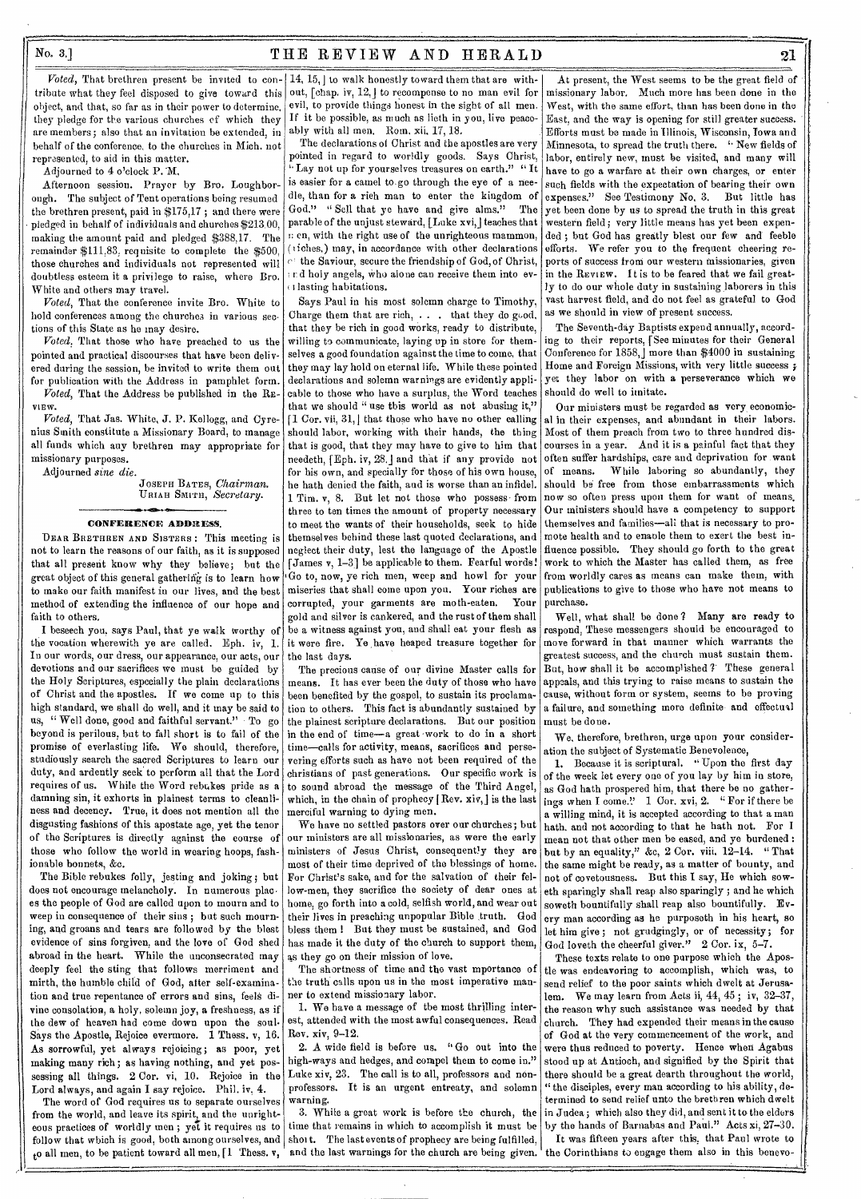*Voted,* That brethren present be invited to contribute what they feel disposed to give toward this object, and that, so far as in their power to determine, they pledge for the various churches of which they are members; also that an invitation be extended, in behalf of the conference, to the churches in Mich. not represented, to aid in this matter.

Adjourned to 4 o'clock P. M.

Afternoon session. Prayer by Bro. Loughborough. The subject of Tent operations being resumed the brethren present, paid in $175,17 ; and there were pledged in behalf of individuals and churches $213 00, making the amount paid and pledged $388,17. The remainder $111,83, requisite to complete the $500, those churches and individuals not represented will doubtless esteem it a privilege to raise, where Bro. White and others may travel.

*Voted,* That the conference invite Bro. White to hold conferences among the churches in various sections of this State as he may desire.

*Voted,* That those who have preached to us the pointed and practical discourses that have been delivered during the session, be invited to write them out for publication with the Address in pamphlet form.

*Voted,* That the Address be published in the REVIEW.

*Voted,* That Jas. White, J. P. Kellogg, and Cyrenius Smith constitute a Missionary Board, to manage all funds which any brethren may appropriate for missionary purposes.

Adjourned *sine die.*

JOSEPH BATES, *Chairman.*
URIAH SMITH, *Secretary.*

## CONFERENCE ADDRESS.

DEAR BRETHREN AND SISTERS : This meeting is not to learn the reasons of our faith, as it is supposed that all present know why they believe; but the great object of this general gathering is to learn how to make our faith manifest in our lives, and the best method of extending the influence of our hope and faith to others.

I beseech you, says Paul, that ye walk worthy of the vocation wherewith ye are called. Eph. iv, 1. In our words, our dress, our appearance, our acts, our devotions and our sacrifices we must be guided by the Holy Scriptures, especially the plain declarations of Christ and the apostles. If we come up to this high standard, we shall do well, and it may be said to us, "Well done, good and faithful servant." To go beyond is perilous, but to fall short is to fail of the promise of everlasting life. We should, therefore, studiously search the sacred Scriptures to learn our duty, and ardently seek to perform all that the Lord requires of us. While the Word rebukes pride as a damning sin, it exhorts in plainest terms to cleanliness and decency. True, it does not mention all the disgusting fashions of this apostate age, yet the tenor of the Scriptures is directly against the course of those who follow the world in wearing hoops, fashionable bonnets, &c.

The Bible rebukes folly, jesting and joking; but does not encourage melancholy. In numerous places the people of God are called upon to mourn and to weep in consequence of their sins ; but such mourning, and groans and tears are followed by the blest evidence of sins forgiven, and the love of God shed abroad in the heart. While the unconsecrated may deeply feel the sting that follows merriment and mirth, the humble child of God, after self-examination and true repentance of errors and sins, feels divine consolation, a holy, solemn joy, a freshness, as if the dew of heaven had come down upon the soul. Says the Apostle, Rejoice evermore. 1 Thess. v, 16. As sorrowful, yet always rejoicing; as poor, yet making many rich; as having nothing, and yet possessing all things. 2 Cor. vi, 10. Rejoice in the Lord always, and again I say rejoice. Phil. iv, 4.

The word of God requires us to separate ourselves from the world, and leave its spirit, and the unrighteous practices of worldly men ; yet it requires us to follow that which is good, both among ourselves, and to all men, to be patient toward all men, [1 Thess. v, 14, 15,] to walk honestly toward them that are without, [chap. iv, 12,] to recompense to no man evil for evil, to provide things honest in the sight of all men. If it be possible, as much as lieth in you, live peaceably with all men. Rom. xii, 17, 18.

The declarations of Christ and the apostles are very pointed in regard to worldly goods. Says Christ, "Lay not up for yourselves treasures on earth." "It is easier for a camel to go through the eye of a needle, than for a rich man to enter the kingdom of God." "Sell that ye have and give alms." The parable of the unjust steward, [Luke xvi,] teaches that men, with the right use of the unrighteous mammon, (riches,) may, in accordance with other declarations of the Saviour, secure the friendship of God, of Christ, and holy angels, who alone can receive them into everlasting habitations.

Says Paul in his most solemn charge to Timothy, Charge them that are rich, . . . that they do good, that they be rich in good works, ready to distribute, willing to communicate, laying up in store for themselves a good foundation against the time to come, that they may lay hold on eternal life. While these pointed declarations and solemn warnings are evidently applicable to those who have a surplus, the Word teaches that we should "use this world as not abusing it," [1 Cor. vii, 31,] that those who have no other calling should labor, working with their hands, the thing that is good, that they may have to give to him that needeth, [Eph. iv, 28,] and that if any provide not for his own, and specially for those of his own house, he hath denied the faith, and is worse than an infidel. 1 Tim. v, 8. But let not those who possess from three to ten times the amount of property necessary to meet the wants of their households, seek to hide themselves behind these last quoted declarations, and neglect their duty, lest the language of the Apostle [James v, 1–3] be applicable to them. Fearful words! "Go to, now, ye rich men, weep and howl for your miseries that shall come upon you. Your riches are corrupted, your garments are moth-eaten. Your gold and silver is cankered, and the rust of them shall be a witness against you, and shall eat your flesh as it were fire. Ye have heaped treasure together for the last days.

The precious cause of our divine Master calls for means. It has ever been the duty of those who have been benefited by the gospel, to sustain its proclamation to others. This fact is abundantly sustained by the plainest scripture declarations. But our position in the end of time—a great work to do in a short time—calls for activity, means, sacrifices and persevering efforts such as have not been required of the christians of past generations. Our specific work is to sound abroad the message of the Third Angel, which, in the chain of prophecy [Rev. xiv,] is the last merciful warning to dying men.

We have no settled pastors over our churches; but our ministers are all missionaries, as were the early ministers of Jesus Christ, consequently they are most of their time deprived of the blessings of home. For Christ's sake, and for the salvation of their fellow-men, they sacrifice the society of dear ones at home, go forth into a cold, selfish world, and wear out their lives in preaching unpopular Bible truth. God bless them ! But they must be sustained, and God has made it the duty of the church to support them, as they go on their mission of love.

The shortness of time and the vast importance of the truth calls upon us in the most imperative manner to extend missionary labor.

1. We have a message of the most thrilling interest, attended with the most awful consequences. Read Rev. xiv, 9–12.

2. A wide field is before us. "Go out into the high-ways and hedges, and compel them to come in." Luke xiv, 23. The call is to all, professors and non-professors. It is an urgent entreaty, and solemn warning.

3. While a great work is before the church, the time that remains in which to accomplish it must be short. The last events of prophecy are being fulfilled, and the last warnings for the church are being given.

At present, the West seems to be the great field of missionary labor. Much more has been done in the West, with the same effort, than has been done in the East, and the way is opening for still greater success. Efforts must be made in Illinois, Wisconsin, Iowa and Minnesota, to spread the truth there. "New fields of labor, entirely new, must be visited, and many will have to go a warfare at their own charges, or enter such fields with the expectation of bearing their own expenses." See Testimony No. 3. But little has yet been done by us to spread the truth in this great western field; very little means has yet been expended ; but God has greatly blest our few and feeble efforts. We refer you to the frequent cheering reports of success from our western missionaries, given in the REVIEW. It is to be feared that we fail greatly to do our whole duty in sustaining laborers in this vast harvest field, and do not feel as grateful to God as we should in view of present success.

The Seventh-day Baptists expend annually, according to their reports, [See minutes for their General Conference for 1858,] more than $4000 in sustaining Home and Foreign Missions, with very little success ; yet they labor on with a perseverance which we should do well to imitate.

Our ministers must be regarded as very economical in their expenses, and abundant in their labors. Most of them preach from two to three hundred discourses in a year. And it is a painful fact that they often suffer hardships, care and deprivation for want of means. While laboring so abundantly, they should be free from those embarrassments which now so often press upon them for want of means. Our ministers should have a competency to support themselves and families—all that is necessary to promote health and to enable them to exert the best influence possible. They should go forth to the great work to which the Master has called them, as free from worldly cares as means can make them, with publications to give to those who have not means to purchase.

Well, what shall be done ? Many are ready to respond, These messengers should be encouraged to move forward in that manner which warrants the greatest success, and the church must sustain them. But, how shall it be accomplished ? These general appeals, and this trying to raise means to sustain the cause, without form or system, seems to be proving a failure, and something more definite and effectual must be done.

We, therefore, brethren, urge upon your consideration the subject of Systematic Benevolence,

1. Because it is scriptural. "Upon the first day of the week let every one of you lay by him in store, as God hath prospered him, that there be no gatherings when I come." 1 Cor. xvi, 2. "For if there be a willing mind, it is accepted according to that a man hath, and not according to that he hath not. For I mean not that other men be eased, and ye burdened : but by an equality," &c, 2 Cor. viii, 12–14. "That the same might be ready, as a matter of bounty, and not of covetousness. But this I say, He which soweth sparingly shall reap also sparingly ; and he which soweth bountifully shall reap also bountifully. Every man according as he purposeth in his heart, so let him give ; not grudgingly, or of necessity; for God loveth the cheerful giver." 2 Cor. ix, 5–7.

These texts relate to one purpose which the Apostle was endeavoring to accomplish, which was, to send relief to the poor saints which dwelt at Jerusalem. We may learn from Acts ii, 44, 45 ; iv, 32–37, the reason why such assistance was needed by that church. They had expended their means in the cause of God at the very commencement of the work, and were thus reduced to poverty. Hence when Agabus stood up at Antioch, and signified by the Spirit that there should be a great dearth throughout the world, "the disciples, every man according to his ability, determined to send relief unto the brethren which dwelt in Judea ; which also they did, and sent it to the elders by the hands of Barnabas and Paul." Acts xi, 27–30.

It was fifteen years after this, that Paul wrote to the Corinthians to engage them also in this benevo-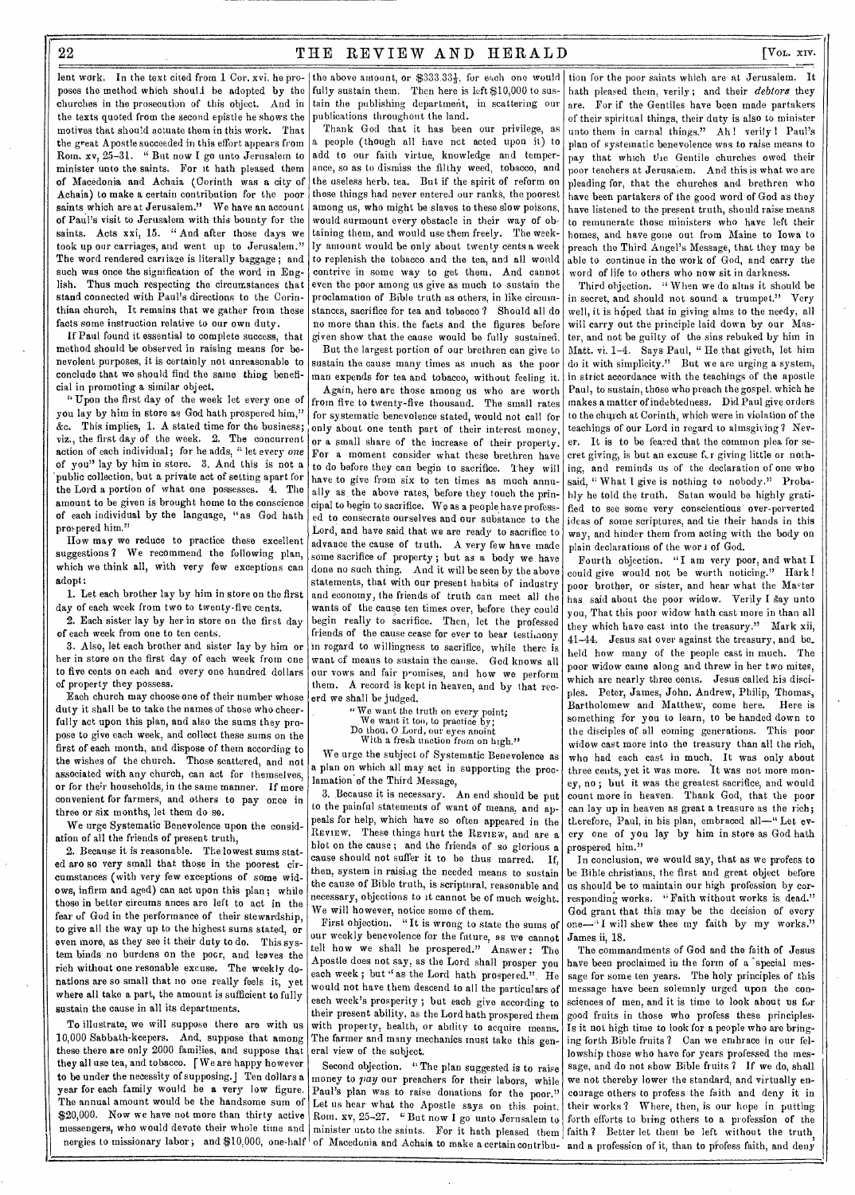lent work. In the text cited from 1 Cor. xvi. he proposes the method which should be adopted by the churches in the prosecution of this object. And in the texts quoted from the second epistle he shows the motives that should actuate them in this work. That the great Apostle succeeded in this effort appears from Rom. xv, 25–31. "But now I go unto Jerusalem to minister unto the saints. For it hath pleased them of Macedonia and Achaia (Corinth was a city of Achaia) to make a certain contribution for the poor saints which are at Jerusalem." We have an account of Paul's visit to Jerusalem with this bounty for the saints. Acts xxi, 15. "And after those days we took up our carriages, and went up to Jerusalem." The word rendered carriage is literally baggage; and such was once the signification of the word in English. Thus much respecting the circumstances that stand connected with Paul's directions to the Corinthian church, It remains that we gather from these facts some instruction relative to our own duty.

If Paul found it essential to complete success, that method should be observed in raising means for benevolent purposes, it is certainly not unreasonable to conclude that we should find the same thing beneficial in promoting a similar object.

"Upon the first day of the week let every one of you lay by him in store as God hath prospered him," &c. This implies, 1. A stated time for the business; viz., the first day of the week. 2. The concurrent action of each individual; for he adds, "let every *one* of you" lay by him in store. 3. And this is not a public collection, but a private act of setting apart for the Lord a portion of what one possesses. 4. The amount to be given is brought home to the conscience of each individual by the language, "as God hath prospered him."

How may we reduce to practice these excellent suggestions? We recommend the following plan, which we think all, with very few exceptions can adopt:

1. Let each brother lay by him in store on the first day of each week from two to twenty-five cents.

2. Each sister lay by her in store on the first day of each week from one to ten cents.

3. Also, let each brother and sister lay by him or her in store on the first day of each week from one to five cents on each and every one hundred dollars of property they possess.

Each church may choose one of their number whose duty it shall be to take the names of those who cheerfully act upon this plan, and also the sums they propose to give each week, and collect these sums on the first of each month, and dispose of them according to the wishes of the church. Those scattered, and not associated with any church, can act for themselves, or for their households, in the same manner. If more convenient for farmers, and others to pay once in three or six months, let them do so.

We urge Systematic Benevolence upon the consideration of all the friends of present truth,

2. Because it is reasonable. The lowest sums stated are so very small that those in the poorest circumstances (with very few exceptions of some widows, infirm and aged) can act upon this plan; while those in better circumstances are left to act in the fear of God in the performance of their stewardship, to give all the way up to the highest sums stated, or even more, as they see it their duty to do. This system binds no burdens on the poor, and leaves the rich without one resonable excuse. The weekly donations are so small that no one really feels it, yet where all take a part, the amount is sufficient to fully sustain the cause in all its departments.

To illustrate, we will suppose there are with us 10,000 Sabbath-keepers. And, suppose that among these there are only 2000 families, and suppose that they all use tea, and tobacco. [We are happy however to be under the necessity of supposing.] Ten dollars a year for each family would be a very low figure. The annual amount would be the handsome sum of $20,000. Now we have not more than thirty active messengers, who would devote their whole time and energies to missionary labor; and $10,000, one-half the above amount, or $333.33⅓, for each one would fully sustain them. Then here is left $10,000 to sustain the publishing department, in scattering our publications throughout the land.

Thank God that it has been our privilege, as a people (though all have not acted upon it) to add to our faith virtue, knowledge and temperance, so as to dismiss the filthy weed, tobacco, and the useless herb, tea. But if the spirit of reform on these things had never entered our ranks, the poorest among us, who might be slaves to these slow poisons, would surmount every obstacle in their way of obtaining them, and would use them freely. The weekly amount would be only about twenty cents a week to replenish the tobacco and the tea, and all would contrive in some way to get them. And cannot even the poor among us give as much to sustain the proclamation of Bible truth as others, in like circumstances, sacrifice for tea and tobacco? Should all do no more than this, the facts and the figures before given show that the cause would be fully sustained.

But the largest portion of our brethren can give to sustain the cause many times as much as the poor man expends for tea and tobacco, without feeling it.

Again, here are those among us who are worth from five to twenty-five thousand. The small rates for systematic benevolence stated, would not call for only about one tenth part of their interest money, or a small share of the increase of their property. For a moment consider what these brethren have to do before they can begin to sacrifice. They will have to give from six to ten times as much annually as the above rates, before they touch the principal to begin to sacrifice. We as a people have professed to consecrate ourselves and our substance to the Lord, and have said that we are ready to sacrifice to advance the cause of truth. A very few have made some sacrifice of property; but as a body we have done no such thing. And it will be seen by the above statements, that with our present habits of industry and economy, the friends of truth can meet all the wants of the cause ten times over, before they could begin really to sacrifice. Then, let the professed friends of the cause cease for ever to bear testimony in regard to willingness to sacrifice, while there is want of means to sustain the cause. God knows all our vows and fair promises, and how we perform them. A record is kept in heaven, and by that record we shall be judged.

> "We want the truth on every point;
> We want it too, to practice by;
> Do thou, O Lord, our eyes anoint
> With a fresh unction from on high."

We urge the subject of Systematic Benevolence as a plan on which all may act in supporting the proclamation of the Third Message,

3. Because it is necessary. An end should be put to the painful statements of want of means, and appeals for help, which have so often appeared in the REVIEW. These things hurt the REVIEW, and are a blot on the cause; and the friends of so glorious a cause should not suffer it to be thus marred. If, then, system in raising the needed means to sustain the cause of Bible truth, is scriptural, reasonable and necessary, objections to it cannot be of much weight. We will however, notice some of them.

First objection. "It is wrong to state the sums of our weekly benevolence for the future, as we cannot tell how we shall be prospered." Answer: The Apostle does not say, as the Lord shall prosper you each week; but "as the Lord hath prospered." He would not have them descend to all the particulars of each week's prosperity; but each give according to their present ability, as the Lord hath prospered them with property, health, or ability to acquire means. The farmer and many mechanics must take this general view of the subject.

Second objection. "The plan suggested is to raise money to *pay* our preachers for their labors, while Paul's plan was to raise donations for the poor." Let us hear what the Apostle says on this point. Rom. xv, 25–27. "But now I go unto Jerusalem to minister unto the saints. For it hath pleased them of Macedonia and Achaia to make a certain contribution for the poor saints which are at Jerusalem. It hath pleased them, verily; and their *debtors* they are. For if the Gentiles have been made partakers of their spiritual things, their duty is also to minister unto them in carnal things." Ah! verily! Paul's plan of systematic benevolence was to raise means to pay that which the Gentile churches owed their poor teachers at Jerusalem. And this is what we are pleading for, that the churches and brethren who have been partakers of the good word of God as they have listened to the present truth, should raise means to remunerate those ministers who have left their homes, and have gone out from Maine to Iowa to preach the Third Angel's Message, that they may be able to continue in the work of God, and carry the word of life to others who now sit in darkness.

Third objection. "When we do alms it should be in secret, and should not sound a trumpet." Very well, it is hoped that in giving alms to the needy, all will carry out the principle laid down by our Master, and not be guilty of the sins rebuked by him in Matt. vi. 1–4. Says Paul, "He that giveth, let him do it with simplicity." But we are urging a system, in strict accordance with the teachings of the apostle Paul, to sustain, those who preach the gospel, which he makes a matter of indebtedness. Did Paul give orders to the church at Corinth, which were in violation of the teachings of our Lord in regard to almsgiving? Never. It is to be feared that the common plea for secret giving, is but an excuse for giving little or nothing, and reminds us of the declaration of one who said, "What I give is nothing to nobody." Probably he told the truth. Satan would be highly gratified to see some very conscientious over-perverted ideas of some scriptures, and tie their hands in this way, and hinder them from acting with the body on plain declarations of the word of God.

Fourth objection. "I am very poor, and what I could give would not be worth noticing." Hark! poor brother, or sister, and hear what the Master has said about the poor widow. Verily I say unto you, That this poor widow hath cast more in than all they which have cast into the treasury." Mark xii, 41–44. Jesus sat over against the treasury, and beheld how many of the people cast in much. The poor widow came along and threw in her two mites, which are nearly three cents. Jesus called his disciples. Peter, James, John, Andrew, Philip, Thomas, Bartholomew and Matthew, come here. Here is something for you to learn, to be handed down to the disciples of all coming generations. This poor widow cast more into the treasury than all the rich, who had each cast in much. It was only about three cents, yet it was more. It was not more money, no; but it was the greatest sacrifice, and would count more in heaven. Thank God, that the poor can lay up in heaven as great a treasure as the rich; therefore, Paul, in his plan, embraced all—"Let every one of you lay by him in store as God hath prospered him."

In conclusion, we would say, that as we profess to be Bible christians, the first and great object before us should be to maintain our high profession by corresponding works. "Faith without works is dead." God grant that this may be the decision of every one—"I will shew thee my faith by my works." James ii, 18.

The commandments of God and the faith of Jesus have been proclaimed in the form of a special message for some ten years. The holy principles of this message have been solemnly urged upon the consciences of men, and it is time to look about us for good fruits in those who profess these principles. Is it not high time to look for a people who are bringing forth Bible fruits? Can we embrace in our fellowship those who have for years professed the message, and do not show Bible fruits? If we do, shall we not thereby lower the standard, and virtually encourage others to profess the faith and deny it in their works? Where, then, is our hope in putting forth efforts to bring others to a profession of the faith? Better let them be left without the truth, and a profession of it, than to profess faith, and deny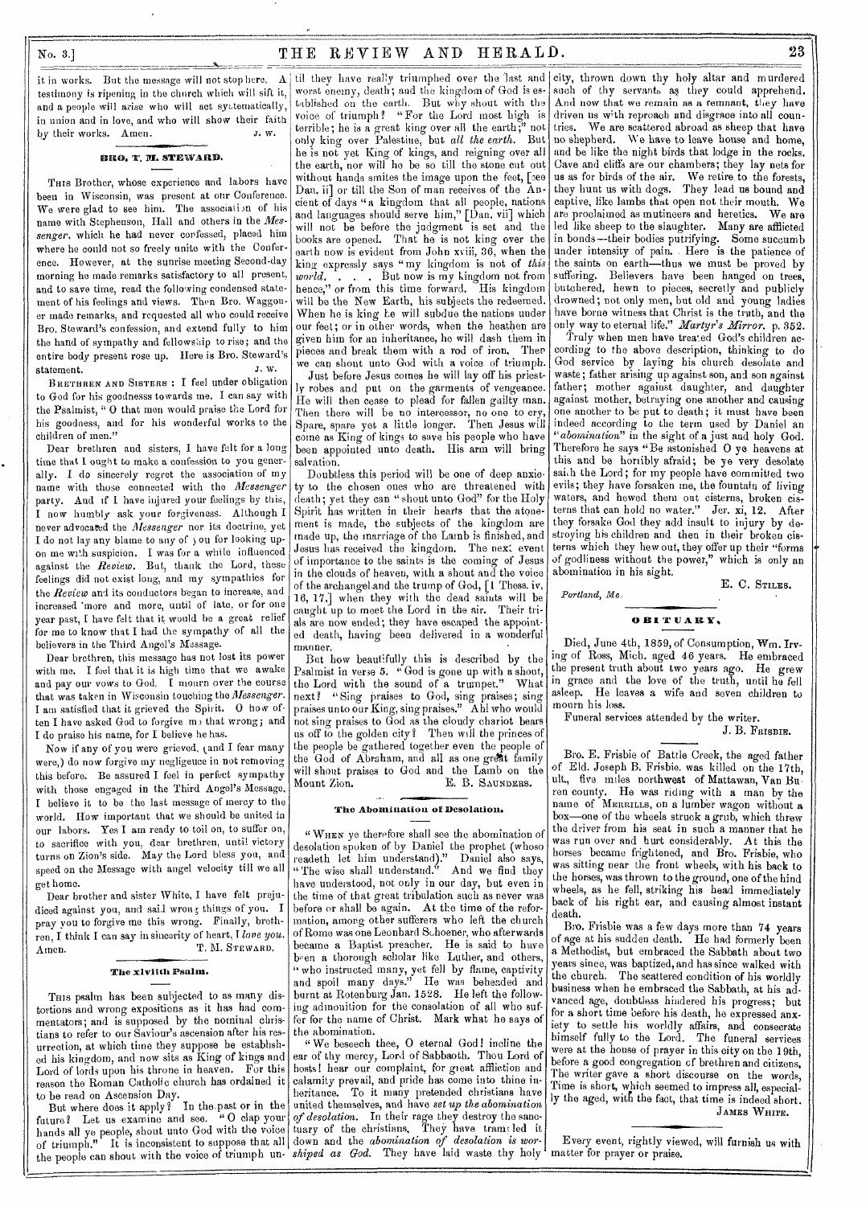it in works. But the message will not stop here. A testimony is ripening in the church which will sift it, and a people will arise who will act systematically, in union and in love, and who will show their faith by their works. Amen.

J. W.

## BRO. T. M. STEWARD.

This Brother, whose experience and labors have been in Wisconsin, was present at our Conference. We were glad to see him. The association of his name with Stephenson, Hall and others in the *Messenger*, which he had never confessed, placed him where he could not so freely unite with the Conference. However, at the sunrise meeting Second-day morning he made remarks satisfactory to all present, and to save time, read the following condensed statement of his feelings and views. Then Bro. Waggoner made remarks, and requested all who could receive Bro. Steward's confession, and extend fully to him the hand of sympathy and fellowship to rise; and the entire body present rose up. Here is Bro. Steward's statement.

J. W.

Brethren and Sisters: I feel under obligation to God for his goodnesss towards me. I can say with the Psalmist, "O that men would praise the Lord for his goodness, and for his wonderful works to the children of men."

Dear brethren and sisters, I have felt for a long time that I ought to make a confession to you generally. I do sincerely regret the association of my name with those connected with the *Messenger* party. And if I have injured your feelings by this, I now humbly ask your forgiveness. Although I never advocated the *Messenger* nor its doctrine, yet I do not lay any blame to any of you for looking upon me with suspicion. I was for a while influenced against the *Review*. But, thank the Lord, these feelings did not exist long, and my sympathies for the *Review* and its conductors began to increase, and increased more and more, until of late, or for one year past, I have felt that it would be a great relief for me to know that I had the sympathy of all the believers in the Third Angel's Message.

Dear brethren, this message has not lost its power with me. I feel that it is high time that we awake and pay our vows to God. I mourn over the course that was taken in Wisconsin touching the *Messenger*. I am satisfied that it grieved the Spirit. O how often I have asked God to forgive me that wrong; and I do praise his name, for I believe he has.

Now if any of you were grieved, (and I fear many were,) do now forgive my negligence in not removing this before. Be assured I feel in perfect sympathy with those engaged in the Third Angel's Message. I believe it to be the last message of mercy to the world. How important that we should be united in our labors. Yes I am ready to toil on, to suffer on, to sacrifice with you, dear brethren, until victory turns on Zion's side. May the Lord bless you, and speed on the Message with angel velocity till we all get home.

Dear brother and sister White, I have felt prejudiced against you, and said wrong things of you. I pray you to forgive me this wrong. Finally, brethren, I think I can say in sincerity of heart, I *love you*. Amen.

T. M. Steward.

## The xlviith Psalm.

This psalm has been subjected to as many distortions and wrong expositions as it has had commentators; and is supposed by the nominal christians to refer to our Saviour's ascension after his resurrection, at which time they suppose he established his kingdom, and now sits as King of kings and Lord of lords upon his throne in heaven. For this reason the Roman Catholic church has ordained it to be read on Ascension Day.

But where does it apply? In the past or in the future? Let us examine and see. "O clap your hands all ye people, shout unto God with the voice of triumph." It is inconsistent to suppose that all the people can shout with the voice of triumph until they have really triumphed over the last and worst enemy, death; and the kingdom of God is established on the earth. But why shout with the voice of triumph? "For the Lord most high is terrible; he is a great king over all the earth;" not only king over Palestine, but *all the earth*. But he is not yet King of kings, and reigning over all the earth, nor will he be so till the stone cut out without hands smites the image upon the feet, [see Dan. ii] or till the Son of man receives of the Ancient of days "a kingdom that all people, nations and languages should serve him," [Dan. vii] which will not be before the judgment is set and the books are opened. That he is not king over the earth now is evident from John xviii, 36, when the king expressly says "my kingdom is not of *this world*. . . . But now is my kingdom not from hence," or from this time forward. His kingdom will be the New Earth, his subjects the redeemed. When he is king he will subdue the nations under our feet; or in other words, when the heathen are given him for an inheritance, he will dash them in pieces and break them with a rod of iron. Then we can shout unto God with a voice of triumph.

Just before Jesus comes he will lay off his priestly robes and put on the garments of vengeance. He will then cease to plead for fallen guilty man. Then there will be no intercessor, no one to cry, Spare, spare yet a little longer. Then Jesus will come as King of kings to save his people who have been appointed unto death. His arm will bring salvation.

Doubtless this period will be one of deep anxiety to the chosen ones who are threatened with death; yet they can "shout unto God" for the Holy Spirit has written in their hearts that the atonement is made, the subjects of the kingdom are made up, the marriage of the Lamb is finished, and Jesus has received the kingdom. The next event of importance to the saints is the coming of Jesus in the clouds of heaven, with a shout and the voice of the archangel and the trump of God, [1 Thess. iv, 16, 17,] when they with the dead saints will be caught up to meet the Lord in the air. Their trials are now ended; they have escaped the appointed death, having been delivered in a wonderful manner.

But how beautifully this is described by the Psalmist in verse 5. "God is gone up with a shout, the Lord with the sound of a trumpet." What next? "Sing praises to God, sing praises; sing praises unto our King, sing praises." Ah! who would not sing praises to God as the cloudy chariot bears us off to the golden city? Then will the princes of the people be gathered together even the people of the God of Abraham, and all as one great family will shout praises to God and the Lamb on the Mount Zion.

E. B. Saunders.

## The Abomination of Desolation.

"When ye therefore shall see the abomination of desolation spoken of by Daniel the prophet (whoso readeth let him understand)." Daniel also says, "The wise shall understand." And we find they have understood, not only in our day, but even in the time of that great tribulation such as never was before or shall be again. At the time of the reformation, among other sufferers who left the church of Rome was one Leonhard Schoener, who afterwards became a Baptist preacher. He is said to have been a thorough scholar like Luther, and others, "who instructed many, yet fell by flame, captivity and spoil many days." He was beheaded and burnt at Rotenburg Jan. 1528. He left the following admonition for the consolation of all who suffer for the name of Christ. Mark what he says of the abomination.

"We beseech thee, O eternal God! incline the ear of thy mercy, Lord of Sabbaoth. Thou Lord of hosts! hear our complaint, for great affliction and calamity prevail, and pride has come into thine inheritance. To it many pretended christians have united themselves, and have *set up the abomination of desolation*. In their rage they destroy the sanctuary of the christians. They have trampled it down and the *abomination of desolation is worshiped as God*. They have laid waste thy holy city, thrown down thy holy altar and murdered such of thy servants as they could apprehend. And now that we remain as a remnant, they have driven us with reproach and disgrace into all countries. We are scattered abroad as sheep that have no shepherd. We have to leave house and home, and be like the night birds that lodge in the rocks. Cave and cliffs are our chambers; they lay nets for us as for birds of the air. We retire to the forests, they hunt us with dogs. They lead us bound and captive, like lambs that open not their mouth. We are proclaimed as mutineers and heretics. We are led like sheep to the slaughter. Many are afflicted in bonds—their bodies putrifying. Some succumb under intensity of pain. Here is the patience of the saints on earth—thus we must be proved by suffering. Believers have been hanged on trees, butchered, hewn to pieces, secretly and publicly drowned; not only men, but old and young ladies have borne witness that Christ is the truth, and the only way to eternal life." *Martyr's Mirror*. p. 352.

Truly when men have treated God's children according to the above description, thinking to do God service by laying his church desolate and waste; father arising up against son, and son against father; mother against daughter, and daughter against mother, betraying one another and causing one another to be put to death; it must have been indeed according to the term used by Daniel an "*abomination*" in the sight of a just and holy God. Therefore he says "Be astonished O ye heavens at this and be horribly afraid; be ye very desolate saith the Lord; for my people have committed two evils; they have forsaken me, the fountain of living waters, and hewed them out cisterns, broken cisterns that can hold no water." Jer. xi, 12. After they forsake God they add insult to injury by destroying his children and then in their broken cisterns which they hew out, they offer up their "forms of godliness without the power," which is only an abomination in his sight.

E. C. Stiles.

*Portland, Me.*

## OBITUARY.

Died, June 4th, 1859, of Consumption, Wm. Irving of Ross, Mich. aged 46 years. He embraced the present truth about two years ago. He grew in grace and the love of the truth, until he fell asleep. He leaves a wife and seven children to mourn his loss.

Funeral services attended by the writer.

J. B. Frisbie.

Bro. E. Frisbie of Battle Creek, the aged father of Eld. Joseph B. Frisbie, was killed on the 17th, ult., five miles northwest of Mattawan, Van Buren county. He was riding with a man by the name of Merrills, on a lumber wagon without a box—one of the wheels struck a grub, which threw the driver from his seat in such a manner that he was run over and hurt considerably. At this the horses became frightened, and Bro. Frisbie, who was sitting near the front wheels, with his back to the horses, was thrown to the ground, one of the hind wheels, as he fell, striking his head immediately back of his right ear, and causing almost instant death.

Bro. Frisbie was a few days more than 74 years of age at his sudden death. He had formerly been a Methodist, but embraced the Sabbath about two years since, was baptized, and has since walked with the church. The scattered condition of his worldly business when he embraced the Sabbath, at his advanced age, doubtless hindered his progress; but for a short time before his death, he expressed anxiety to settle his worldly affairs, and consecrate himself fully to the Lord. The funeral services were at the house of prayer in this city on the 19th, before a good congregation of brethren and citizens. The writer gave a short discourse on the words, Time is short, which seemed to impress all, especially the aged, with the fact, that time is indeed short.

James White.

Every event, rightly viewed, will furnish us with matter for prayer or praise.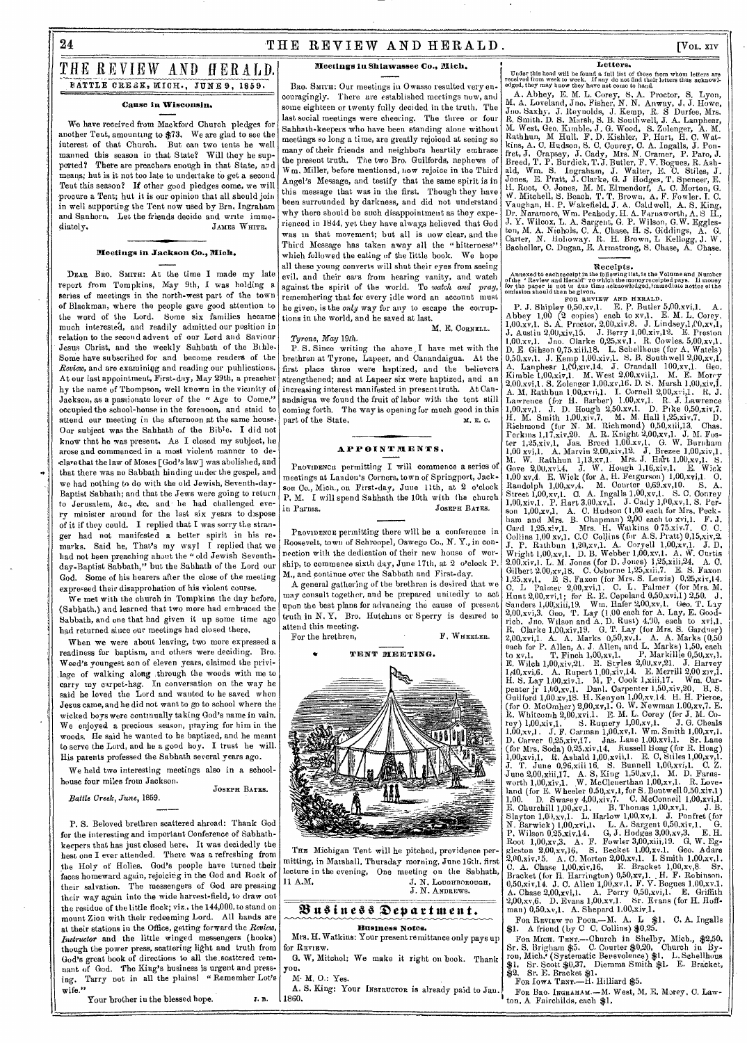# THE REVIEW AND HERALD.

BATTLE CREEK, MICH., JUNE 9, 1859.

### Cause in Wisconsin.

We have received from Mackford Church pledges for another Tent, amounting to $73. We are glad to see the interest of that Church. But can two tents be well manned this season in that State? Will they be supported? There are preachers enough in that State, and means; but is it not too late to undertake to get a second Tent this season? If other good pledges come, we will procure a Tent; but it is our opinion that all should join in well supporting the Tent now used by Brn. Ingraham and Sanborn. Let the friends decide and write immediately. JAMES WHITE.

### Meetings in Jackson Co., Mich.

DEAR BRO. SMITH: At the time I made my late report from Tompkins, May 9th, I was holding a series of meetings in the north-west part of the town of Blackman, where the people gave good attention to the word of the Lord. Some six families became much interested, and readily admitted our position in relation to the second advent of our Lord and Saviour Jesus Christ, and the weekly Sabbath of the Bible. Some have subscribed for and become readers of the *Review*, and are examining and reading our publications. At our last appointment, First-day, May 29th, a preacher by the name of Thompson, well known in the vicinity of Jackson, as a passionate lover of the "Age to Come," occupied the school-house in the forenoon, and staid to attend our meeting in the afternoon at the same house. Our subject was the Sabbath of the Bible. I did not know that he was present. As I closed my subject, he arose and commenced in a most violent manner to declare that the law of Moses [God's law] was abolished, and that there was no Sabbath binding under the gospel, and we had nothing to do with the old Jewish, Seventh-day-Baptist Sabbath; and that the Jews were going to return to Jerusalem, &c., &c. and he had challenged every minister around for the last six years to dispose of it if they could. I replied that I was sorry the stranger had not manifested a better spirit in his remarks. Said he, That's my way! I replied that we had not been preaching about the "old Jewish Seventh-day-Baptist Sabbath," but the Sabbath of the Lord our God. Some of his hearers after the close of the meeting expressed their disapprobation of his violent course.

We met with the church in Tompkins the day before, (Sabbath,) and learned that two more had embraced the Sabbath, and one that had given it up some time ago had returned since our meetings had closed there.

When we were about leaving, two more expressed a readiness for baptism, and others were deciding. Bro. Weed's youngest son of eleven years, claimed the privilege of walking along through the woods with me to carry my carpet-bag. In conversation on the way he said he loved the Lord and wanted to be saved when Jesus came, and he did not want to go to school where the wicked boys were continually taking God's name in vain. We enjoyed a precious season, praying for him in the woods. He said he wanted to be baptized, and he meant to serve the Lord, and be a good boy. I trust he will. His parents professed the Sabbath several years ago.

We held two interesting meetings also in a school-house four miles from Jackson. JOSEPH BATES.

*Battle Creek, June*, 1859.

P. S. Beloved brethren scattered abroad: Thank God for the interesting and important Conference of Sabbath-keepers that has just closed here. It was decidedly the best one I ever attended. There was a refreshing from the Holy of Holies. God's people have turned their faces homeward again, rejoicing in the God and Rock of their salvation. The messengers of God are pressing their way again into the wide harvest-field, to draw out the residue of the little flock; viz., the 144,000, to stand on mount Zion with their redeeming Lord. All hands are at their stations in the Office, getting forward the *Review*, *Instructor* and the little winged messengers (books) through the power press, scattering light and truth from God's great book of directions to all the scattered remnant of God. The King's business is urgent and pressing. Tarry not in all the plains! "Remember Lot's wife."

Your brother in the blessed hope. J. B.

### Meetings in Shiawassee Co., Mich.

BRO. SMITH: Our meetings in Owasso resulted very encouragingly. There are established meetings now, and some eighteen or twenty fully decided in the truth. The last social meetings were cheering. The three or four Sabbath-keepers who have been standing alone without meetings so long a time, are greatly rejoiced at seeing so many of their friends and neighbors heartily embrace the present truth. The two Bro. Guilfords, nephews of Wm. Miller, before mentioned, now rejoice in the Third Angel's Message, and testify that the same spirit is in this message that was in the first. Though they have been surrounded by darkness, and did not understand why there should be such disappointment as they experienced in 1844, yet they have always believed that God was in that movement; but all is now clear, and the Third Message has taken away all the "bitterness" which followed the eating of the little book. We hope all these young converts will shut their eyes from seeing evil, and their ears from hearing vanity, and watch against the spirit of the world. To *watch and pray*, remembering that for every idle word an account must be given, is the *only* way for any to escape the corruptions in the world, and be saved at last.

M. E. CORNELL.

*Tyrone, May 19th.*

P. S. Since writing the above I have met with the brethren at Tyrone, Lapeer, and Canandaigua. At the first place three were baptized, and the believers strengthened; and at Lapeer six were baptized, and an increasing interest manifested in present truth. At Canandaigua we found the fruit of labor with the tent still coming forth. The way is opening for much good in this part of the State. M. E. C.

## APPOINTMENTS.

PROVIDENCE permitting I will commence a series of meetings at Landon's Corners, town of Springport, Jackson Co., Mich., on First-day, June 11th, at 2 o'clock P. M. I will spend Sabbath the 10th with the church in Parma. JOSEPH BATES.

PROVIDENCE permitting there will be a conference in Roosevelt, town of Schroopel, Oswego Co., N. Y., in connection with the dedication of their new house of worship, to commence sixth day, June 17th, at 2 o'clock P. M., and continue over the Sabbath and First-day.

A general gathering of the brethren is desired that we may consult together, and be prepared unitedly to act upon the best plans for advancing the cause of present truth in N. Y. Bro. Hutchins or Sperry is desired to attend this meeting.

For the brethren, F. WHEELER.

## TENT MEETING.

THE Michigan Tent will be pitched, providence permitting, in Marshall, Thursday morning, June 16th, first lecture in the evening. One meeting on the Sabbath, 11 A.M. J. N. LOUGHBOROUGH, J. N. ANDREWS.

## Business Department.

### Business Notes.

Mrs. H. Watkins: Your present remittance only pays up for REVIEW.

G. W. Mitchel: We make it right on book. Thank you.

M. M. O.: Yes.

A. S. King: Your INSTRUCTOR is already paid to Jan. 1860.

### Letters.

Under this head will be found a full list of those from whom letters are received from week to week. If any do not find their letters thus acknowledged, they may know they have not come to hand.

A. Abbey, E. M. L. Corey, S. A. Proctor, S. Lyon, M. A. Loveland, Jno. Fisher, N. N. Anway, J. J. Howe, Jno. Saxby, J. Reynolds, J. Kemp, R. S. Durfee, Mrs. R. Smith, D. S. Marsh, S. B. Southwell, J. A. Lanphear, M. West, Geo. Kimble, J. G. Wood, S. Zolenger, A. M. Rathbun, M. Hull, F. D. Kishler, P. Hart, H. C. Watkins, A. C. Hudson, S. C. Courey, C. A. Ingalls, J. Ponfret, J. Crapsey, J. Cady, Mrs. N. Cramer, P. Faro, J. Breed, T. P. Burdick, T. J. Butler, F. V. Bogues, R. Ashald, Wm. S. Ingraham, J. Walter, E. C. Stiles, J. Jones, E. Pratt, J. Clarke, G. J. Hodges, T. Spencer, E. H. Root, O. Jones, M. M. Elmendorf, A. C. Morton, G. W. Mitchell, S. Beach, T. T. Brown, A. F. Fowler, I. C. Vaughan, H. P. Wakefield, J. A. Caldwell, A. S. King, Dr. Naramore, Wm. Peabody, H. A. Farnsworth, A. S. H., J. Y. Wilcox, L. A. Sargent, G. P. Wilson, G. W. Eggleston, M. A. Nichols, C. A. Chase, H. S. Giddings, A. G. Carter, N. Holloway, R. H. Brown, L. Kellogg, J. W. Bachellor, C. Dugan, E. Armstrong, S. Chase, A. Chase.

### Receipts.

Annexed to each receipt in the following list, is the Volume and Number of the "Review and Herald" to which the money receipted pays. If money for the paper is not in due time acknowledged, immediate notice of the omission should then be given.

FOR REVIEW AND HERALD.

P. J. Shipley 0,50,xv,1. E. P. Butler 5,00,xvi,1. A. Abbey 1,00 (2 copies) each to xv,1. E. M. L. Corey, 1,00,xv,1. S. A. Proctor, 2,00,xiv,8. J. Lindsey,1,00,xv,1. J. Austin 2,00,xiv,15. J. Berry 1,00,xiv,12. E. Preston 1,00,xv,1. Jno. Clarke 0,25,xv,1. R. Cowles, 5,00,xv,1. D. E Gibson 0,75,xiii,18. L. Schellhous (for A. Watels) 0,50,xv,1. J. Kemp 1,00,xiv,1. S. B. Southwell 2,00,xv,1. A. Lanphear 1,00,xiv,14. J. Crandall 100,xv,1. Geo. Kimble 1,00,xiv,1. M. West 2,00,xvii,1. M. E. Morey 2,00,xvi,1. S. Zolenger 1,00,xv,16. D. S. Marsh 1,00,xiv,1. A. M. Rathbun 1,00,xvii,1. I. Cornell 2,00,xv,1. R. J. Lawrence (for H. Barber) 1,00,xv,1. R. J. Lawrence 1,00,xv,1. J. D. Hough 2,50,xv,1. D. Pike 0,50,xiv,7. H. M. Smith 1,00,xiv,7. M. M. Hall 1,25,xiv,7. D. Richmond (for N. M. Richmond) 0,50,xiii,13. Chas. Perkins 1,17,xiv,20. A. R. Knight 2,00,xv,1. J. M. Foster 1,25,xiv,1, Jas. Breed 1,00,xv,1. G. W. Burnham 1,00 xvi,1. A. Marvin 2.00,xiv,12. J. Brezee 1,00,xiv,1. M. W. Rathbun 1,13,xv,1. Mrs. J. Hart 1,00,xv,1. S. Gove 2,00,xvi,4. J. W. Hough 1,16,xiv,1. E. Wick 1,00 xv,4. E. Wick (for A. H. Fergurson) 1,00,xvi,1. O. Randolph 1,00,xv,4. M. Courter 0,69,xv,10. S. A. Street 1,00,xv,1. C. A. Ingalls 1,00,xv,1. S. C. Conrey 1,00,xiv,1. P. Hart 3,00,xv,1. J. Cady 1,00,xv,1. S. Person 1,00,xv,1. A. C. Hudson (1,00 each for Mrs. Peckham and Mrs. B. Chapman) 2,00 each to xvi,1. F. J. Card 1,25,xiv,1. Mrs. H. Watkins 0 75,xiv,7. C. C. Collins 1,00 xv,1. C.C Collins (for A.S. Pratt) 0,15,xiv,2. J. P. Rathbun 1,20,xv,1. A. Coryell 1,00,xv,1. J. D. Wright 1,00,xv,1. D. B. Webber 1,00,xv,1. A. W. Curtis 2.00,xiv,1. L. M. Jones (for D. Jones) 1,25,xiii,24. A. C. Gilbert 2.00,xv,18. C. Osborne 1,25,xiii,7. E. S. Faxon 1,25,xv,1. E. S. Faxon (for Mrs. S. Lewis) 0,25,xiv,14. C. L. Palmer 2,00,xvi,1. C. L. Palmer (for Mrs. M. Hunt 2,00,xvi,1; for R. E. Copeland 0,50,xvi,1) 2,50. J. Sanders 1,00,xiii,19. Wm. Hafer 2,00,xv,1. Geo. T. Lay 2,00,xvi,3. Geo. T. Lay (1,00 each for A. Lay, E. Goodrich. Jno. Wilson and A. D. Rust) 4,00, each to xvi,1. R. Clarke 1,00,xiv,19. G. T. Lay (for Mrs. S. Gardner) 2,00,xvi,1. A. A. Marks 0,50,xv,1. A. A. Marks (0,50 each for P. Allen, A. J. Allen, and L. Marks) 1,50, each to xv,1. T. Finch 1,00,xv,1. P. Markillie 0,50,xv,1. E. Wilch 1,00,xiv,21. E. Styles 2,00,xv,21. J. Harvey 1,40,xvi,6. A. Rupert 1,00,xiv,14. E. Merrill 2,00 xiv,1. H. S. Lay 1,00,xv,1. M. P. Cook 1,xiii,17. Wm. Carpenter jr 1,00,xv,1. Danl. Carpenter 1,50,xiv,20. H. S. Guilford 1,00 xv,18. H. Kenyon 1,00,xv,14. H. H. Pierce, (for O. McOmber) 2,00,xv,1. G. W. Newman 1.00,xv,7. E. R. Whitcomb 2,00,xvi,1. E. M. L. Corey (for J. M. Corey) 1,00,xiv,1. S. Rumery 1,00,xv,1. J. G. Cheals 1,00,xv,1. J. F. Carman 1,00,xv,1. Wm. Smith 1,00,xv,1. D. Carver 0,25,xiv,17. Jas. Lane 1,00,xvi,1. Sr. Lane (for Mrs. Soda) 0,25,xiv,14. Russell Hoag (for R. Hoag) 1,00,xvi,1. R. Ashald 1,00,xvii,1. E. C. Stiles 1,00,xv,1. J. T. June 0,96,xiii 16. S. Bunnell 1,00,xvi,1. C. Z. June 2,00,xiii,17. A. S, King 1,50,xv,1. M. D. Farnsworth 1,00,xiv,1. W. McClenerthan 1,00,xv,1. R. Loveland (for E. Wheeler 0,50,xv,1 for S. Boutwell 0,50,xiv,1) 1,00. D. Swasey 4,00,xiv,7. C. McConnell 1,00,xvi,1. E. Churchill 1,00,xv,1. B. Thomas 1,00,xv,1. J. B. Slayton 1,00,xv,1. L. Harlow 1,00,xv,1. J. Ponfret (for N. Barwick) 1,00,xv,1. L. A. Sargent 0,50,xiv,1. G. P. Wilson 0,25,xiv,14. G. J. Hodges 3,00,xv,3. E. H. Root 1,00,xv,3. A. F. Fowler 3,00,xiii,19. G. W. Eggleston 2,00,xv,16, S. Becket 1,00,xv,1. Geo. Adare 2,00,xiv,15. A. C. Morton 2,00,xv,1. I. Smith 1,00,xv,1. C. A. Chase 1,00,xiv,16. E. Bracket 1,00,xv,8. Sr. Bracket (for R. Harrington) 0,50,xv,1. H. F. Robinson 0,50,xiv,14. J. C. Allen 1,00,xv,1. F. V. Bogues 1,00,xv,1. A. Chase 2,00,xvi,1. A. Perry 0,50,xvi,1. E. Griffith 2,00,xv,6. D. Evans 1,00,xv,1. Sr. Evans (for H. Hoffman) 0,50,xv,1. A. Shepard 1.00,xiv,1.

FOR REVIEW TO POOR.—M. A. L $1. C. A. Ingalls $1. A friend (by C. C. Collins) $0,25.

FOR MICH. TENT.—Church in Shelby, Mich., $2,50. Sr. S. Brigham $5. C. Courter $0,20. Church in Byron, Mich. (Systematic Benevolence) $1. L. Schellhous $1. Sr. Scott $0,37. Diemma Smith $1. E. Bracket, $2. Sr. E. Bracket $1.

FOR IOWA TENT.—H. Hilliard $5.

FOR BRO. INGRAHAM.—M. West, M. E. Morey, C. Lawton, A. Fairchilds, each $1.